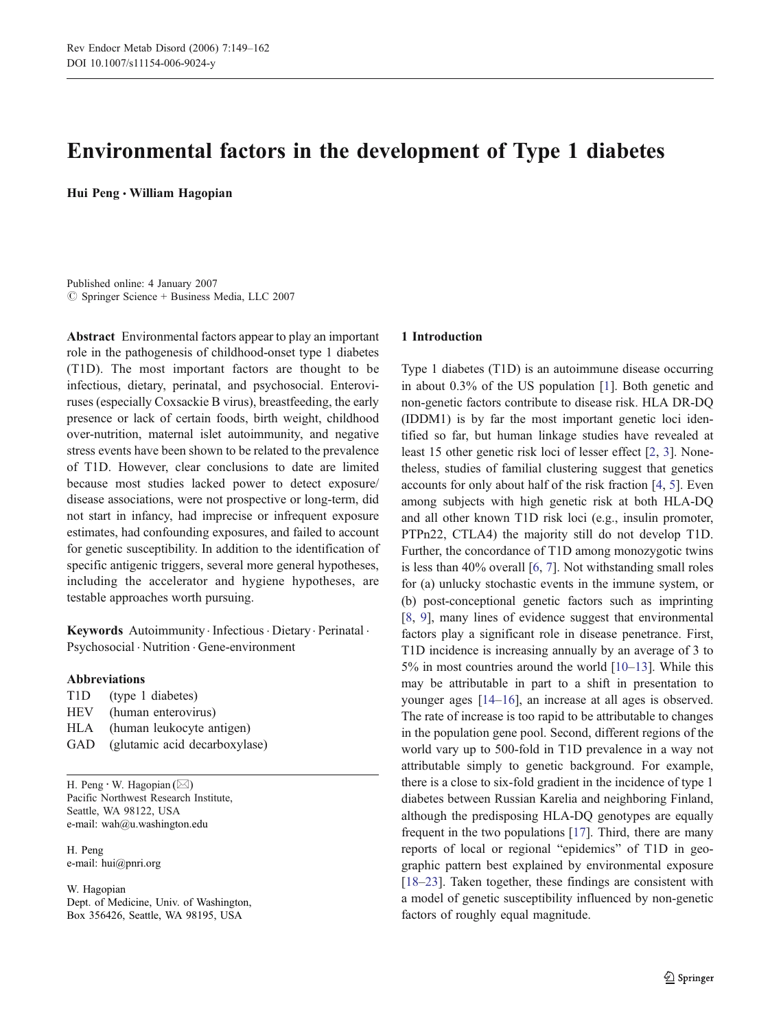# Environmental factors in the development of Type 1 diabetes

**Hui Peng · William Hagopian**

Published online: 4 January 2007
© Springer Science + Business Media, LLC 2007

**Abstract** Environmental factors appear to play an important role in the pathogenesis of childhood-onset type 1 diabetes (T1D). The most important factors are thought to be infectious, dietary, perinatal, and psychosocial. Enteroviruses (especially Coxsackie B virus), breastfeeding, the early presence or lack of certain foods, birth weight, childhood over-nutrition, maternal islet autoimmunity, and negative stress events have been shown to be related to the prevalence of T1D. However, clear conclusions to date are limited because most studies lacked power to detect exposure/disease associations, were not prospective or long-term, did not start in infancy, had imprecise or infrequent exposure estimates, had confounding exposures, and failed to account for genetic susceptibility. In addition to the identification of specific antigenic triggers, several more general hypotheses, including the accelerator and hygiene hypotheses, are testable approaches worth pursuing.

**Keywords** Autoimmunity · Infectious · Dietary · Perinatal · Psychosocial · Nutrition · Gene-environment

**Abbreviations**

- T1D (type 1 diabetes)
- HEV (human enterovirus)
- HLA (human leukocyte antigen)
- GAD (glutamic acid decarboxylase)

H. Peng · W. Hagopian (✉)
Pacific Northwest Research Institute,
Seattle, WA 98122, USA
e-mail: wah@u.washington.edu

H. Peng
e-mail: hui@pnri.org

W. Hagopian
Dept. of Medicine, Univ. of Washington,
Box 356426, Seattle, WA 98195, USA

## 1 Introduction

Type 1 diabetes (T1D) is an autoimmune disease occurring in about 0.3% of the US population [1]. Both genetic and non-genetic factors contribute to disease risk. HLA DR-DQ (IDDM1) is by far the most important genetic loci identified so far, but human linkage studies have revealed at least 15 other genetic risk loci of lesser effect [2, 3]. Nonetheless, studies of familial clustering suggest that genetics accounts for only about half of the risk fraction [4, 5]. Even among subjects with high genetic risk at both HLA-DQ and all other known T1D risk loci (e.g., insulin promoter, PTPn22, CTLA4) the majority still do not develop T1D. Further, the concordance of T1D among monozygotic twins is less than 40% overall [6, 7]. Not withstanding small roles for (a) unlucky stochastic events in the immune system, or (b) post-conceptional genetic factors such as imprinting [8, 9], many lines of evidence suggest that environmental factors play a significant role in disease penetrance. First, T1D incidence is increasing annually by an average of 3 to 5% in most countries around the world [10–13]. While this may be attributable in part to a shift in presentation to younger ages [14–16], an increase at all ages is observed. The rate of increase is too rapid to be attributable to changes in the population gene pool. Second, different regions of the world vary up to 500-fold in T1D prevalence in a way not attributable simply to genetic background. For example, there is a close to six-fold gradient in the incidence of type 1 diabetes between Russian Karelia and neighboring Finland, although the predisposing HLA-DQ genotypes are equally frequent in the two populations [17]. Third, there are many reports of local or regional "epidemics" of T1D in geographic pattern best explained by environmental exposure [18–23]. Taken together, these findings are consistent with a model of genetic susceptibility influenced by non-genetic factors of roughly equal magnitude.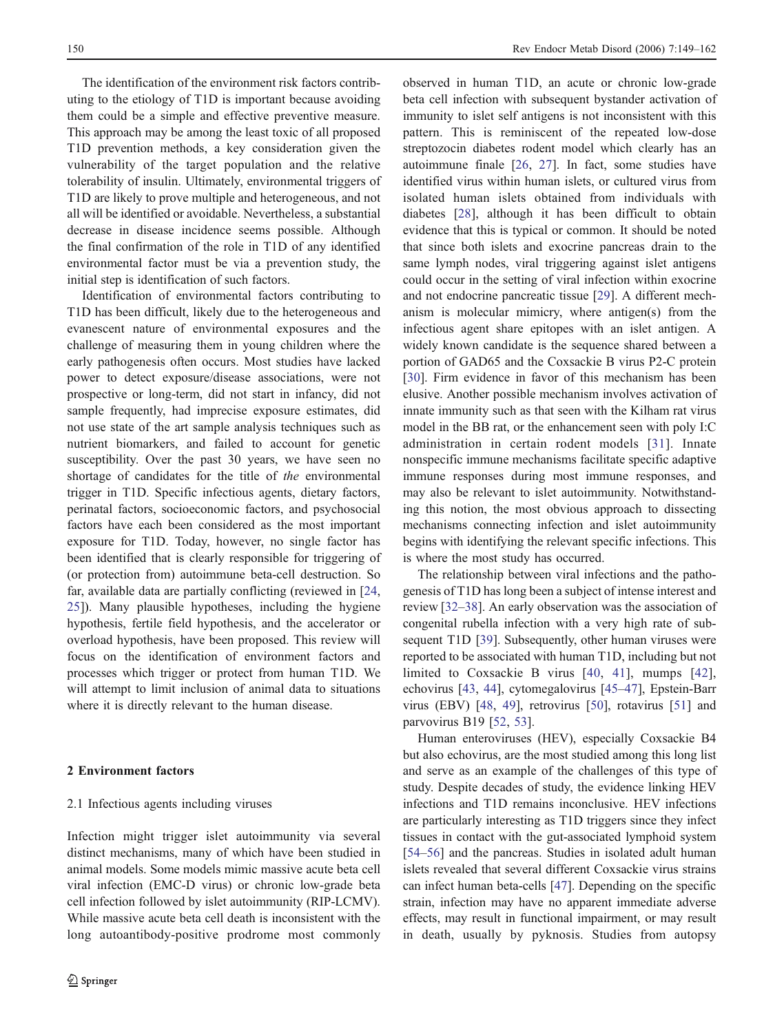The identification of the environment risk factors contributing to the etiology of T1D is important because avoiding them could be a simple and effective preventive measure. This approach may be among the least toxic of all proposed T1D prevention methods, a key consideration given the vulnerability of the target population and the relative tolerability of insulin. Ultimately, environmental triggers of T1D are likely to prove multiple and heterogeneous, and not all will be identified or avoidable. Nevertheless, a substantial decrease in disease incidence seems possible. Although the final confirmation of the role in T1D of any identified environmental factor must be via a prevention study, the initial step is identification of such factors.

Identification of environmental factors contributing to T1D has been difficult, likely due to the heterogeneous and evanescent nature of environmental exposures and the challenge of measuring them in young children where the early pathogenesis often occurs. Most studies have lacked power to detect exposure/disease associations, were not prospective or long-term, did not start in infancy, did not sample frequently, had imprecise exposure estimates, did not use state of the art sample analysis techniques such as nutrient biomarkers, and failed to account for genetic susceptibility. Over the past 30 years, we have seen no shortage of candidates for the title of *the* environmental trigger in T1D. Specific infectious agents, dietary factors, perinatal factors, socioeconomic factors, and psychosocial factors have each been considered as the most important exposure for T1D. Today, however, no single factor has been identified that is clearly responsible for triggering of (or protection from) autoimmune beta-cell destruction. So far, available data are partially conflicting (reviewed in [24, 25]). Many plausible hypotheses, including the hygiene hypothesis, fertile field hypothesis, and the accelerator or overload hypothesis, have been proposed. This review will focus on the identification of environment factors and processes which trigger or protect from human T1D. We will attempt to limit inclusion of animal data to situations where it is directly relevant to the human disease.

## 2 Environment factors

### 2.1 Infectious agents including viruses

Infection might trigger islet autoimmunity via several distinct mechanisms, many of which have been studied in animal models. Some models mimic massive acute beta cell viral infection (EMC-D virus) or chronic low-grade beta cell infection followed by islet autoimmunity (RIP-LCMV). While massive acute beta cell death is inconsistent with the long autoantibody-positive prodrome most commonly observed in human T1D, an acute or chronic low-grade beta cell infection with subsequent bystander activation of immunity to islet self antigens is not inconsistent with this pattern. This is reminiscent of the repeated low-dose streptozocin diabetes rodent model which clearly has an autoimmune finale [26, 27]. In fact, some studies have identified virus within human islets, or cultured virus from isolated human islets obtained from individuals with diabetes [28], although it has been difficult to obtain evidence that this is typical or common. It should be noted that since both islets and exocrine pancreas drain to the same lymph nodes, viral triggering against islet antigens could occur in the setting of viral infection within exocrine and not endocrine pancreatic tissue [29]. A different mechanism is molecular mimicry, where antigen(s) from the infectious agent share epitopes with an islet antigen. A widely known candidate is the sequence shared between a portion of GAD65 and the Coxsackie B virus P2-C protein [30]. Firm evidence in favor of this mechanism has been elusive. Another possible mechanism involves activation of innate immunity such as that seen with the Kilham rat virus model in the BB rat, or the enhancement seen with poly I:C administration in certain rodent models [31]. Innate nonspecific immune mechanisms facilitate specific adaptive immune responses during most immune responses, and may also be relevant to islet autoimmunity. Notwithstanding this notion, the most obvious approach to dissecting mechanisms connecting infection and islet autoimmunity begins with identifying the relevant specific infections. This is where the most study has occurred.

The relationship between viral infections and the pathogenesis of T1D has long been a subject of intense interest and review [32–38]. An early observation was the association of congenital rubella infection with a very high rate of subsequent T1D [39]. Subsequently, other human viruses were reported to be associated with human T1D, including but not limited to Coxsackie B virus [40, 41], mumps [42], echovirus [43, 44], cytomegalovirus [45–47], Epstein-Barr virus (EBV) [48, 49], retrovirus [50], rotavirus [51] and parvovirus B19 [52, 53].

Human enteroviruses (HEV), especially Coxsackie B4 but also echovirus, are the most studied among this long list and serve as an example of the challenges of this type of study. Despite decades of study, the evidence linking HEV infections and T1D remains inconclusive. HEV infections are particularly interesting as T1D triggers since they infect tissues in contact with the gut-associated lymphoid system [54–56] and the pancreas. Studies in isolated adult human islets revealed that several different Coxsackie virus strains can infect human beta-cells [47]. Depending on the specific strain, infection may have no apparent immediate adverse effects, may result in functional impairment, or may result in death, usually by pyknosis. Studies from autopsy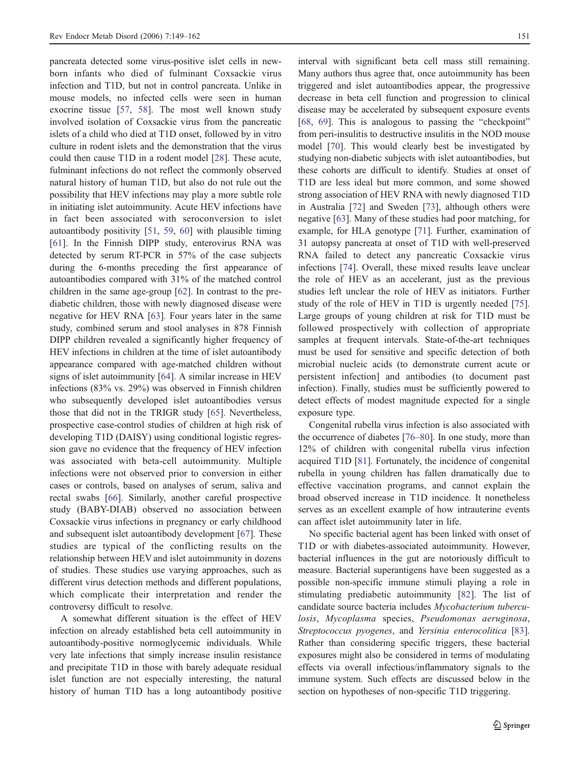pancreata detected some virus-positive islet cells in newborn infants who died of fulminant Coxsackie virus infection and T1D, but not in control pancreata. Unlike in mouse models, no infected cells were seen in human exocrine tissue [57, 58]. The most well known study involved isolation of Coxsackie virus from the pancreatic islets of a child who died at T1D onset, followed by in vitro culture in rodent islets and the demonstration that the virus could then cause T1D in a rodent model [28]. These acute, fulminant infections do not reflect the commonly observed natural history of human T1D, but also do not rule out the possibility that HEV infections may play a more subtle role in initiating islet autoimmunity. Acute HEV infections have in fact been associated with seroconversion to islet autoantibody positivity [51, 59, 60] with plausible timing [61]. In the Finnish DIPP study, enterovirus RNA was detected by serum RT-PCR in 57% of the case subjects during the 6-months preceding the first appearance of autoantibodies compared with 31% of the matched control children in the same age-group [62]. In contrast to the prediabetic children, those with newly diagnosed disease were negative for HEV RNA [63]. Four years later in the same study, combined serum and stool analyses in 878 Finnish DIPP children revealed a significantly higher frequency of HEV infections in children at the time of islet autoantibody appearance compared with age-matched children without signs of islet autoimmunity [64]. A similar increase in HEV infections (83% vs. 29%) was observed in Finnish children who subsequently developed islet autoantibodies versus those that did not in the TRIGR study [65]. Nevertheless, prospective case-control studies of children at high risk of developing T1D (DAISY) using conditional logistic regression gave no evidence that the frequency of HEV infection was associated with beta-cell autoimmunity. Multiple infections were not observed prior to conversion in either cases or controls, based on analyses of serum, saliva and rectal swabs [66]. Similarly, another careful prospective study (BABY-DIAB) observed no association between Coxsackie virus infections in pregnancy or early childhood and subsequent islet autoantibody development [67]. These studies are typical of the conflicting results on the relationship between HEV and islet autoimmunity in dozens of studies. These studies use varying approaches, such as different virus detection methods and different populations, which complicate their interpretation and render the controversy difficult to resolve.

A somewhat different situation is the effect of HEV infection on already established beta cell autoimmunity in autoantibody-positive normoglycemic individuals. While very late infections that simply increase insulin resistance and precipitate T1D in those with barely adequate residual islet function are not especially interesting, the natural history of human T1D has a long autoantibody positive interval with significant beta cell mass still remaining. Many authors thus agree that, once autoimmunity has been triggered and islet autoantibodies appear, the progressive decrease in beta cell function and progression to clinical disease may be accelerated by subsequent exposure events [68, 69]. This is analogous to passing the "checkpoint" from peri-insulitis to destructive insulitis in the NOD mouse model [70]. This would clearly best be investigated by studying non-diabetic subjects with islet autoantibodies, but these cohorts are difficult to identify. Studies at onset of T1D are less ideal but more common, and some showed strong association of HEV RNA with newly diagnosed T1D in Australia [72] and Sweden [73], although others were negative [63]. Many of these studies had poor matching, for example, for HLA genotype [71]. Further, examination of 31 autopsy pancreata at onset of T1D with well-preserved RNA failed to detect any pancreatic Coxsackie virus infections [74]. Overall, these mixed results leave unclear the role of HEV as an accelerant, just as the previous studies left unclear the role of HEV as initiators. Further study of the role of HEV in T1D is urgently needed [75]. Large groups of young children at risk for T1D must be followed prospectively with collection of appropriate samples at frequent intervals. State-of-the-art techniques must be used for sensitive and specific detection of both microbial nucleic acids (to demonstrate current acute or persistent infection] and antibodies (to document past infection). Finally, studies must be sufficiently powered to detect effects of modest magnitude expected for a single exposure type.

Congenital rubella virus infection is also associated with the occurrence of diabetes [76–80]. In one study, more than 12% of children with congenital rubella virus infection acquired T1D [81]. Fortunately, the incidence of congenital rubella in young children has fallen dramatically due to effective vaccination programs, and cannot explain the broad observed increase in T1D incidence. It nonetheless serves as an excellent example of how intrauterine events can affect islet autoimmunity later in life.

No specific bacterial agent has been linked with onset of T1D or with diabetes-associated autoimmunity. However, bacterial influences in the gut are notoriously difficult to measure. Bacterial superantigens have been suggested as a possible non-specific immune stimuli playing a role in stimulating prediabetic autoimmunity [82]. The list of candidate source bacteria includes *Mycobacterium tuberculosis*, *Mycoplasma* species, *Pseudomonas aeruginosa*, *Streptococcus pyogenes*, and *Yersinia enterocolitica* [83]. Rather than considering specific triggers, these bacterial exposures might also be considered in terms of modulating effects via overall infectious/inflammatory signals to the immune system. Such effects are discussed below in the section on hypotheses of non-specific T1D triggering.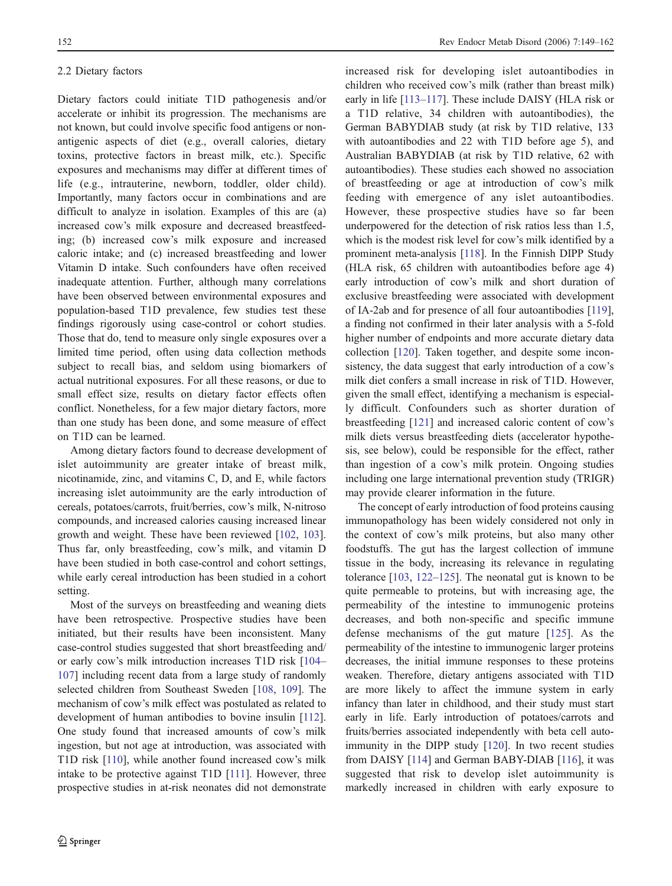### 2.2 Dietary factors

Dietary factors could initiate T1D pathogenesis and/or accelerate or inhibit its progression. The mechanisms are not known, but could involve specific food antigens or non-antigenic aspects of diet (e.g., overall calories, dietary toxins, protective factors in breast milk, etc.). Specific exposures and mechanisms may differ at different times of life (e.g., intrauterine, newborn, toddler, older child). Importantly, many factors occur in combinations and are difficult to analyze in isolation. Examples of this are (a) increased cow's milk exposure and decreased breastfeeding; (b) increased cow's milk exposure and increased caloric intake; and (c) increased breastfeeding and lower Vitamin D intake. Such confounders have often received inadequate attention. Further, although many correlations have been observed between environmental exposures and population-based T1D prevalence, few studies test these findings rigorously using case-control or cohort studies. Those that do, tend to measure only single exposures over a limited time period, often using data collection methods subject to recall bias, and seldom using biomarkers of actual nutritional exposures. For all these reasons, or due to small effect size, results on dietary factor effects often conflict. Nonetheless, for a few major dietary factors, more than one study has been done, and some measure of effect on T1D can be learned.

Among dietary factors found to decrease development of islet autoimmunity are greater intake of breast milk, nicotinamide, zinc, and vitamins C, D, and E, while factors increasing islet autoimmunity are the early introduction of cereals, potatoes/carrots, fruit/berries, cow's milk, N-nitroso compounds, and increased calories causing increased linear growth and weight. These have been reviewed [102, 103]. Thus far, only breastfeeding, cow's milk, and vitamin D have been studied in both case-control and cohort settings, while early cereal introduction has been studied in a cohort setting.

Most of the surveys on breastfeeding and weaning diets have been retrospective. Prospective studies have been initiated, but their results have been inconsistent. Many case-control studies suggested that short breastfeeding and/or early cow's milk introduction increases T1D risk [104–107] including recent data from a large study of randomly selected children from Southeast Sweden [108, 109]. The mechanism of cow's milk effect was postulated as related to development of human antibodies to bovine insulin [112]. One study found that increased amounts of cow's milk ingestion, but not age at introduction, was associated with T1D risk [110], while another found increased cow's milk intake to be protective against T1D [111]. However, three prospective studies in at-risk neonates did not demonstrate increased risk for developing islet autoantibodies in children who received cow's milk (rather than breast milk) early in life [113–117]. These include DAISY (HLA risk or a T1D relative, 34 children with autoantibodies), the German BABYDIAB study (at risk by T1D relative, 133 with autoantibodies and 22 with T1D before age 5), and Australian BABYDIAB (at risk by T1D relative, 62 with autoantibodies). These studies each showed no association of breastfeeding or age at introduction of cow's milk feeding with emergence of any islet autoantibodies. However, these prospective studies have so far been underpowered for the detection of risk ratios less than 1.5, which is the modest risk level for cow's milk identified by a prominent meta-analysis [118]. In the Finnish DIPP Study (HLA risk, 65 children with autoantibodies before age 4) early introduction of cow's milk and short duration of exclusive breastfeeding were associated with development of IA-2ab and for presence of all four autoantibodies [119], a finding not confirmed in their later analysis with a 5-fold higher number of endpoints and more accurate dietary data collection [120]. Taken together, and despite some inconsistency, the data suggest that early introduction of a cow's milk diet confers a small increase in risk of T1D. However, given the small effect, identifying a mechanism is especially difficult. Confounders such as shorter duration of breastfeeding [121] and increased caloric content of cow's milk diets versus breastfeeding diets (accelerator hypothesis, see below), could be responsible for the effect, rather than ingestion of a cow's milk protein. Ongoing studies including one large international prevention study (TRIGR) may provide clearer information in the future.

The concept of early introduction of food proteins causing immunopathology has been widely considered not only in the context of cow's milk proteins, but also many other foodstuffs. The gut has the largest collection of immune tissue in the body, increasing its relevance in regulating tolerance [103, 122–125]. The neonatal gut is known to be quite permeable to proteins, but with increasing age, the permeability of the intestine to immunogenic proteins decreases, and both non-specific and specific immune defense mechanisms of the gut mature [125]. As the permeability of the intestine to immunogenic larger proteins decreases, the initial immune responses to these proteins weaken. Therefore, dietary antigens associated with T1D are more likely to affect the immune system in early infancy than later in childhood, and their study must start early in life. Early introduction of potatoes/carrots and fruits/berries associated independently with beta cell autoimmunity in the DIPP study [120]. In two recent studies from DAISY [114] and German BABY-DIAB [116], it was suggested that risk to develop islet autoimmunity is markedly increased in children with early exposure to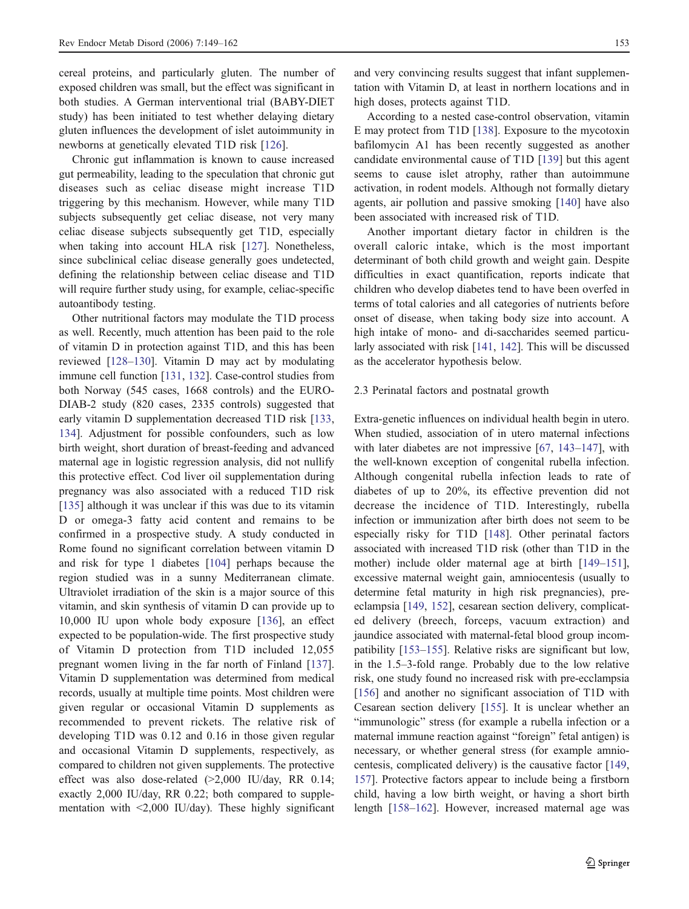cereal proteins, and particularly gluten. The number of exposed children was small, but the effect was significant in both studies. A German interventional trial (BABY-DIET study) has been initiated to test whether delaying dietary gluten influences the development of islet autoimmunity in newborns at genetically elevated T1D risk [126].

Chronic gut inflammation is known to cause increased gut permeability, leading to the speculation that chronic gut diseases such as celiac disease might increase T1D triggering by this mechanism. However, while many T1D subjects subsequently get celiac disease, not very many celiac disease subjects subsequently get T1D, especially when taking into account HLA risk [127]. Nonetheless, since subclinical celiac disease generally goes undetected, defining the relationship between celiac disease and T1D will require further study using, for example, celiac-specific autoantibody testing.

Other nutritional factors may modulate the T1D process as well. Recently, much attention has been paid to the role of vitamin D in protection against T1D, and this has been reviewed [128–130]. Vitamin D may act by modulating immune cell function [131, 132]. Case-control studies from both Norway (545 cases, 1668 controls) and the EURODIAB-2 study (820 cases, 2335 controls) suggested that early vitamin D supplementation decreased T1D risk [133, 134]. Adjustment for possible confounders, such as low birth weight, short duration of breast-feeding and advanced maternal age in logistic regression analysis, did not nullify this protective effect. Cod liver oil supplementation during pregnancy was also associated with a reduced T1D risk [135] although it was unclear if this was due to its vitamin D or omega-3 fatty acid content and remains to be confirmed in a prospective study. A study conducted in Rome found no significant correlation between vitamin D and risk for type 1 diabetes [104] perhaps because the region studied was in a sunny Mediterranean climate. Ultraviolet irradiation of the skin is a major source of this vitamin, and skin synthesis of vitamin D can provide up to 10,000 IU upon whole body exposure [136], an effect expected to be population-wide. The first prospective study of Vitamin D protection from T1D included 12,055 pregnant women living in the far north of Finland [137]. Vitamin D supplementation was determined from medical records, usually at multiple time points. Most children were given regular or occasional Vitamin D supplements as recommended to prevent rickets. The relative risk of developing T1D was 0.12 and 0.16 in those given regular and occasional Vitamin D supplements, respectively, as compared to children not given supplements. The protective effect was also dose-related (>2,000 IU/day, RR 0.14; exactly 2,000 IU/day, RR 0.22; both compared to supplementation with <2,000 IU/day). These highly significant and very convincing results suggest that infant supplementation with Vitamin D, at least in northern locations and in high doses, protects against T1D.

According to a nested case-control observation, vitamin E may protect from T1D [138]. Exposure to the mycotoxin bafilomycin A1 has been recently suggested as another candidate environmental cause of T1D [139] but this agent seems to cause islet atrophy, rather than autoimmune activation, in rodent models. Although not formally dietary agents, air pollution and passive smoking [140] have also been associated with increased risk of T1D.

Another important dietary factor in children is the overall caloric intake, which is the most important determinant of both child growth and weight gain. Despite difficulties in exact quantification, reports indicate that children who develop diabetes tend to have been overfed in terms of total calories and all categories of nutrients before onset of disease, when taking body size into account. A high intake of mono- and di-saccharides seemed particularly associated with risk [141, 142]. This will be discussed as the accelerator hypothesis below.

### 2.3 Perinatal factors and postnatal growth

Extra-genetic influences on individual health begin in utero. When studied, association of in utero maternal infections with later diabetes are not impressive [67, 143–147], with the well-known exception of congenital rubella infection. Although congenital rubella infection leads to rate of diabetes of up to 20%, its effective prevention did not decrease the incidence of T1D. Interestingly, rubella infection or immunization after birth does not seem to be especially risky for T1D [148]. Other perinatal factors associated with increased T1D risk (other than T1D in the mother) include older maternal age at birth [149–151], excessive maternal weight gain, amniocentesis (usually to determine fetal maturity in high risk pregnancies), pre-eclampsia [149, 152], cesarean section delivery, complicated delivery (breech, forceps, vacuum extraction) and jaundice associated with maternal-fetal blood group incompatibility [153–155]. Relative risks are significant but low, in the 1.5–3-fold range. Probably due to the low relative risk, one study found no increased risk with pre-ecclampsia [156] and another no significant association of T1D with Cesarean section delivery [155]. It is unclear whether an "immunologic" stress (for example a rubella infection or a maternal immune reaction against "foreign" fetal antigen) is necessary, or whether general stress (for example amniocentesis, complicated delivery) is the causative factor [149, 157]. Protective factors appear to include being a firstborn child, having a low birth weight, or having a short birth length [158–162]. However, increased maternal age was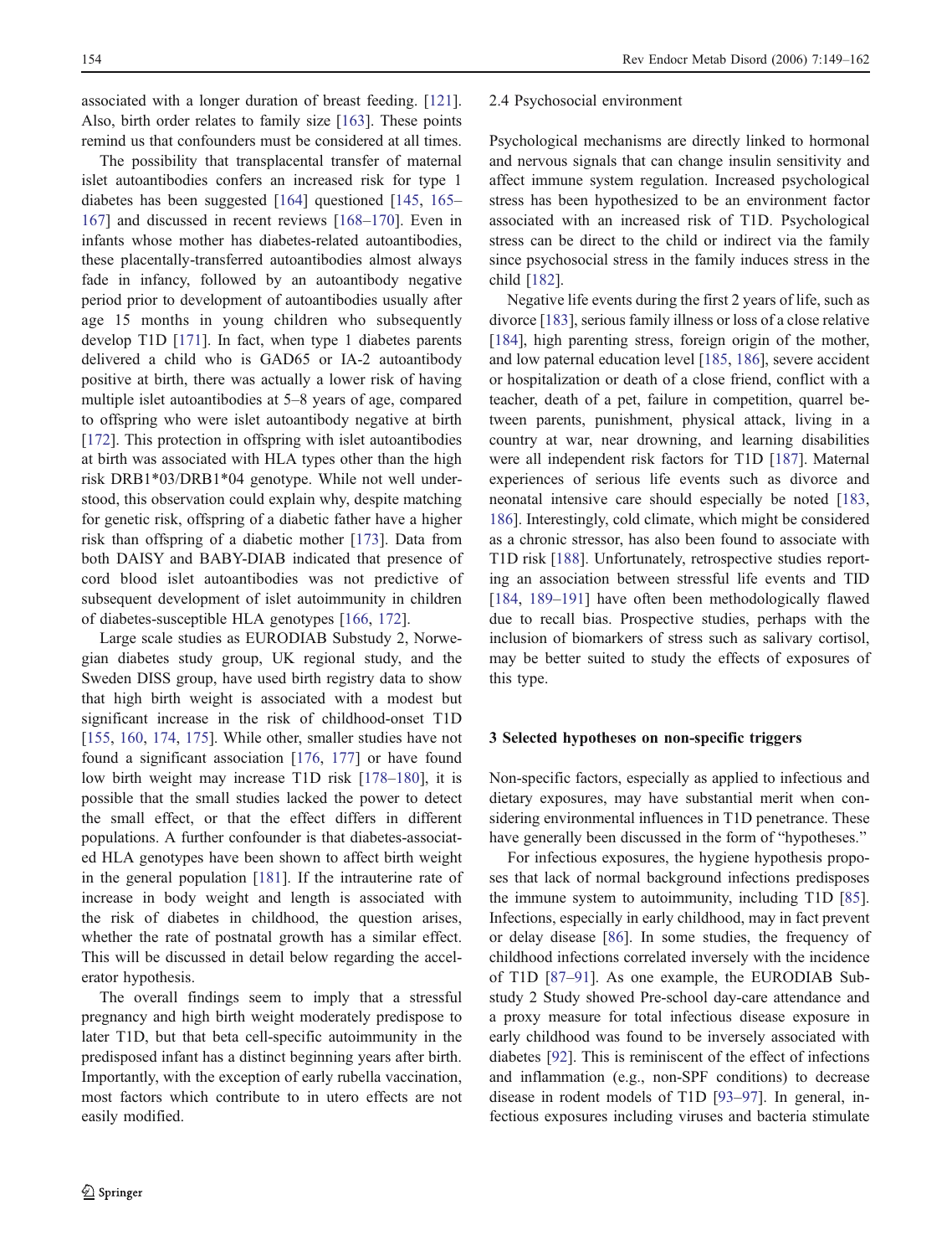associated with a longer duration of breast feeding. [121]. Also, birth order relates to family size [163]. These points remind us that confounders must be considered at all times.

The possibility that transplacental transfer of maternal islet autoantibodies confers an increased risk for type 1 diabetes has been suggested [164] questioned [145, 165–167] and discussed in recent reviews [168–170]. Even in infants whose mother has diabetes-related autoantibodies, these placentally-transferred autoantibodies almost always fade in infancy, followed by an autoantibody negative period prior to development of autoantibodies usually after age 15 months in young children who subsequently develop T1D [171]. In fact, when type 1 diabetes parents delivered a child who is GAD65 or IA-2 autoantibody positive at birth, there was actually a lower risk of having multiple islet autoantibodies at 5–8 years of age, compared to offspring who were islet autoantibody negative at birth [172]. This protection in offspring with islet autoantibodies at birth was associated with HLA types other than the high risk DRB1*03/DRB1*04 genotype. While not well understood, this observation could explain why, despite matching for genetic risk, offspring of a diabetic father have a higher risk than offspring of a diabetic mother [173]. Data from both DAISY and BABY-DIAB indicated that presence of cord blood islet autoantibodies was not predictive of subsequent development of islet autoimmunity in children of diabetes-susceptible HLA genotypes [166, 172].

Large scale studies as EURODIAB Substudy 2, Norwegian diabetes study group, UK regional study, and the Sweden DISS group, have used birth registry data to show that high birth weight is associated with a modest but significant increase in the risk of childhood-onset T1D [155, 160, 174, 175]. While other, smaller studies have not found a significant association [176, 177] or have found low birth weight may increase T1D risk [178–180], it is possible that the small studies lacked the power to detect the small effect, or that the effect differs in different populations. A further confounder is that diabetes-associated HLA genotypes have been shown to affect birth weight in the general population [181]. If the intrauterine rate of increase in body weight and length is associated with the risk of diabetes in childhood, the question arises, whether the rate of postnatal growth has a similar effect. This will be discussed in detail below regarding the accelerator hypothesis.

The overall findings seem to imply that a stressful pregnancy and high birth weight moderately predispose to later T1D, but that beta cell-specific autoimmunity in the predisposed infant has a distinct beginning years after birth. Importantly, with the exception of early rubella vaccination, most factors which contribute to in utero effects are not easily modified.

### 2.4 Psychosocial environment

Psychological mechanisms are directly linked to hormonal and nervous signals that can change insulin sensitivity and affect immune system regulation. Increased psychological stress has been hypothesized to be an environment factor associated with an increased risk of T1D. Psychological stress can be direct to the child or indirect via the family since psychosocial stress in the family induces stress in the child [182].

Negative life events during the first 2 years of life, such as divorce [183], serious family illness or loss of a close relative [184], high parenting stress, foreign origin of the mother, and low paternal education level [185, 186], severe accident or hospitalization or death of a close friend, conflict with a teacher, death of a pet, failure in competition, quarrel between parents, punishment, physical attack, living in a country at war, near drowning, and learning disabilities were all independent risk factors for T1D [187]. Maternal experiences of serious life events such as divorce and neonatal intensive care should especially be noted [183, 186]. Interestingly, cold climate, which might be considered as a chronic stressor, has also been found to associate with T1D risk [188]. Unfortunately, retrospective studies reporting an association between stressful life events and TID [184, 189–191] have often been methodologically flawed due to recall bias. Prospective studies, perhaps with the inclusion of biomarkers of stress such as salivary cortisol, may be better suited to study the effects of exposures of this type.

## 3 Selected hypotheses on non-specific triggers

Non-specific factors, especially as applied to infectious and dietary exposures, may have substantial merit when considering environmental influences in T1D penetrance. These have generally been discussed in the form of "hypotheses."

For infectious exposures, the hygiene hypothesis proposes that lack of normal background infections predisposes the immune system to autoimmunity, including T1D [85]. Infections, especially in early childhood, may in fact prevent or delay disease [86]. In some studies, the frequency of childhood infections correlated inversely with the incidence of T1D [87–91]. As one example, the EURODIAB Substudy 2 Study showed Pre-school day-care attendance and a proxy measure for total infectious disease exposure in early childhood was found to be inversely associated with diabetes [92]. This is reminiscent of the effect of infections and inflammation (e.g., non-SPF conditions) to decrease disease in rodent models of T1D [93–97]. In general, infectious exposures including viruses and bacteria stimulate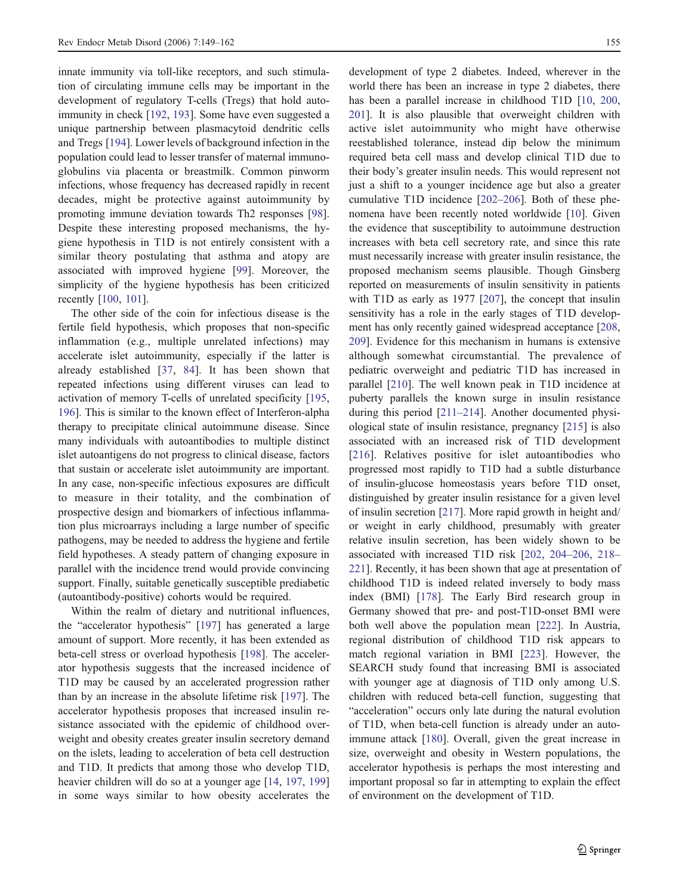innate immunity via toll-like receptors, and such stimulation of circulating immune cells may be important in the development of regulatory T-cells (Tregs) that hold autoimmunity in check [192, 193]. Some have even suggested a unique partnership between plasmacytoid dendritic cells and Tregs [194]. Lower levels of background infection in the population could lead to lesser transfer of maternal immunoglobulins via placenta or breastmilk. Common pinworm infections, whose frequency has decreased rapidly in recent decades, might be protective against autoimmunity by promoting immune deviation towards Th2 responses [98]. Despite these interesting proposed mechanisms, the hygiene hypothesis in T1D is not entirely consistent with a similar theory postulating that asthma and atopy are associated with improved hygiene [99]. Moreover, the simplicity of the hygiene hypothesis has been criticized recently [100, 101].

The other side of the coin for infectious disease is the fertile field hypothesis, which proposes that non-specific inflammation (e.g., multiple unrelated infections) may accelerate islet autoimmunity, especially if the latter is already established [37, 84]. It has been shown that repeated infections using different viruses can lead to activation of memory T-cells of unrelated specificity [195, 196]. This is similar to the known effect of Interferon-alpha therapy to precipitate clinical autoimmune disease. Since many individuals with autoantibodies to multiple distinct islet autoantigens do not progress to clinical disease, factors that sustain or accelerate islet autoimmunity are important. In any case, non-specific infectious exposures are difficult to measure in their totality, and the combination of prospective design and biomarkers of infectious inflammation plus microarrays including a large number of specific pathogens, may be needed to address the hygiene and fertile field hypotheses. A steady pattern of changing exposure in parallel with the incidence trend would provide convincing support. Finally, suitable genetically susceptible prediabetic (autoantibody-positive) cohorts would be required.

Within the realm of dietary and nutritional influences, the "accelerator hypothesis" [197] has generated a large amount of support. More recently, it has been extended as beta-cell stress or overload hypothesis [198]. The accelerator hypothesis suggests that the increased incidence of T1D may be caused by an accelerated progression rather than by an increase in the absolute lifetime risk [197]. The accelerator hypothesis proposes that increased insulin resistance associated with the epidemic of childhood overweight and obesity creates greater insulin secretory demand on the islets, leading to acceleration of beta cell destruction and T1D. It predicts that among those who develop T1D, heavier children will do so at a younger age [14, 197, 199] in some ways similar to how obesity accelerates the development of type 2 diabetes. Indeed, wherever in the world there has been an increase in type 2 diabetes, there has been a parallel increase in childhood T1D [10, 200, 201]. It is also plausible that overweight children with active islet autoimmunity who might have otherwise reestablished tolerance, instead dip below the minimum required beta cell mass and develop clinical T1D due to their body's greater insulin needs. This would represent not just a shift to a younger incidence age but also a greater cumulative T1D incidence [202–206]. Both of these phenomena have been recently noted worldwide [10]. Given the evidence that susceptibility to autoimmune destruction increases with beta cell secretory rate, and since this rate must necessarily increase with greater insulin resistance, the proposed mechanism seems plausible. Though Ginsberg reported on measurements of insulin sensitivity in patients with T1D as early as 1977 [207], the concept that insulin sensitivity has a role in the early stages of T1D development has only recently gained widespread acceptance [208, 209]. Evidence for this mechanism in humans is extensive although somewhat circumstantial. The prevalence of pediatric overweight and pediatric T1D has increased in parallel [210]. The well known peak in T1D incidence at puberty parallels the known surge in insulin resistance during this period [211–214]. Another documented physiological state of insulin resistance, pregnancy [215] is also associated with an increased risk of T1D development [216]. Relatives positive for islet autoantibodies who progressed most rapidly to T1D had a subtle disturbance of insulin-glucose homeostasis years before T1D onset, distinguished by greater insulin resistance for a given level of insulin secretion [217]. More rapid growth in height and/or weight in early childhood, presumably with greater relative insulin secretion, has been widely shown to be associated with increased T1D risk [202, 204–206, 218–221]. Recently, it has been shown that age at presentation of childhood T1D is indeed related inversely to body mass index (BMI) [178]. The Early Bird research group in Germany showed that pre- and post-T1D-onset BMI were both well above the population mean [222]. In Austria, regional distribution of childhood T1D risk appears to match regional variation in BMI [223]. However, the SEARCH study found that increasing BMI is associated with younger age at diagnosis of T1D only among U.S. children with reduced beta-cell function, suggesting that "acceleration" occurs only late during the natural evolution of T1D, when beta-cell function is already under an autoimmune attack [180]. Overall, given the great increase in size, overweight and obesity in Western populations, the accelerator hypothesis is perhaps the most interesting and important proposal so far in attempting to explain the effect of environment on the development of T1D.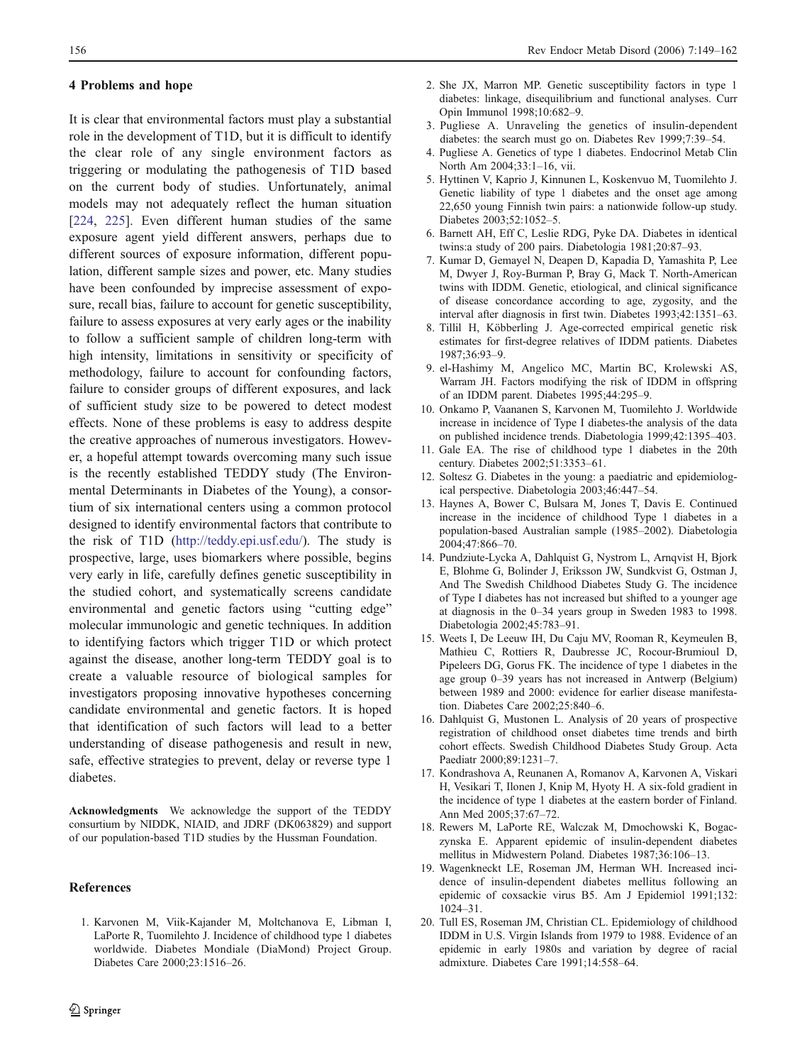## 4 Problems and hope

It is clear that environmental factors must play a substantial role in the development of T1D, but it is difficult to identify the clear role of any single environment factors as triggering or modulating the pathogenesis of T1D based on the current body of studies. Unfortunately, animal models may not adequately reflect the human situation [224, 225]. Even different human studies of the same exposure agent yield different answers, perhaps due to different sources of exposure information, different population, different sample sizes and power, etc. Many studies have been confounded by imprecise assessment of exposure, recall bias, failure to account for genetic susceptibility, failure to assess exposures at very early ages or the inability to follow a sufficient sample of children long-term with high intensity, limitations in sensitivity or specificity of methodology, failure to account for confounding factors, failure to consider groups of different exposures, and lack of sufficient study size to be powered to detect modest effects. None of these problems is easy to address despite the creative approaches of numerous investigators. However, a hopeful attempt towards overcoming many such issue is the recently established TEDDY study (The Environmental Determinants in Diabetes of the Young), a consortium of six international centers using a common protocol designed to identify environmental factors that contribute to the risk of T1D (http://teddy.epi.usf.edu/). The study is prospective, large, uses biomarkers where possible, begins very early in life, carefully defines genetic susceptibility in the studied cohort, and systematically screens candidate environmental and genetic factors using "cutting edge" molecular immunologic and genetic techniques. In addition to identifying factors which trigger T1D or which protect against the disease, another long-term TEDDY goal is to create a valuable resource of biological samples for investigators proposing innovative hypotheses concerning candidate environmental and genetic factors. It is hoped that identification of such factors will lead to a better understanding of disease pathogenesis and result in new, safe, effective strategies to prevent, delay or reverse type 1 diabetes.

**Acknowledgments** We acknowledge the support of the TEDDY consurtium by NIDDK, NIAID, and JDRF (DK063829) and support of our population-based T1D studies by the Hussman Foundation.

## References

1. Karvonen M, Viik-Kajander M, Moltchanova E, Libman I, LaPorte R, Tuomilehto J. Incidence of childhood type 1 diabetes worldwide. Diabetes Mondiale (DiaMond) Project Group. Diabetes Care 2000;23:1516–26.
2. She JX, Marron MP. Genetic susceptibility factors in type 1 diabetes: linkage, disequilibrium and functional analyses. Curr Opin Immunol 1998;10:682–9.
3. Pugliese A. Unraveling the genetics of insulin-dependent diabetes: the search must go on. Diabetes Rev 1999;7:39–54.
4. Pugliese A. Genetics of type 1 diabetes. Endocrinol Metab Clin North Am 2004;33:1–16, vii.
5. Hyttinen V, Kaprio J, Kinnunen L, Koskenvuo M, Tuomilehto J. Genetic liability of type 1 diabetes and the onset age among 22,650 young Finnish twin pairs: a nationwide follow-up study. Diabetes 2003;52:1052–5.
6. Barnett AH, Eff C, Leslie RDG, Pyke DA. Diabetes in identical twins:a study of 200 pairs. Diabetologia 1981;20:87–93.
7. Kumar D, Gemayel N, Deapen D, Kapadia D, Yamashita P, Lee M, Dwyer J, Roy-Burman P, Bray G, Mack T. North-American twins with IDDM. Genetic, etiological, and clinical significance of disease concordance according to age, zygosity, and the interval after diagnosis in first twin. Diabetes 1993;42:1351–63.
8. Tillil H, Köbberling J. Age-corrected empirical genetic risk estimates for first-degree relatives of IDDM patients. Diabetes 1987;36:93–9.
9. el-Hashimy M, Angelico MC, Martin BC, Krolewski AS, Warram JH. Factors modifying the risk of IDDM in offspring of an IDDM parent. Diabetes 1995;44:295–9.
10. Onkamo P, Vaananen S, Karvonen M, Tuomilehto J. Worldwide increase in incidence of Type I diabetes-the analysis of the data on published incidence trends. Diabetologia 1999;42:1395–403.
11. Gale EA. The rise of childhood type 1 diabetes in the 20th century. Diabetes 2002;51:3353–61.
12. Soltesz G. Diabetes in the young: a paediatric and epidemiological perspective. Diabetologia 2003;46:447–54.
13. Haynes A, Bower C, Bulsara M, Jones T, Davis E. Continued increase in the incidence of childhood Type 1 diabetes in a population-based Australian sample (1985–2002). Diabetologia 2004;47:866–70.
14. Pundziute-Lycka A, Dahlquist G, Nystrom L, Arnqvist H, Bjork E, Blohme G, Bolinder J, Eriksson JW, Sundkvist G, Ostman J, And The Swedish Childhood Diabetes Study G. The incidence of Type I diabetes has not increased but shifted to a younger age at diagnosis in the 0–34 years group in Sweden 1983 to 1998. Diabetologia 2002;45:783–91.
15. Weets I, De Leeuw IH, Du Caju MV, Rooman R, Keymeulen B, Mathieu C, Rottiers R, Daubresse JC, Rocour-Brumioul D, Pipeleers DG, Gorus FK. The incidence of type 1 diabetes in the age group 0–39 years has not increased in Antwerp (Belgium) between 1989 and 2000: evidence for earlier disease manifestation. Diabetes Care 2002;25:840–6.
16. Dahlquist G, Mustonen L. Analysis of 20 years of prospective registration of childhood onset diabetes time trends and birth cohort effects. Swedish Childhood Diabetes Study Group. Acta Paediatr 2000;89:1231–7.
17. Kondrashova A, Reunanen A, Romanov A, Karvonen A, Viskari H, Vesikari T, Ilonen J, Knip M, Hyoty H. A six-fold gradient in the incidence of type 1 diabetes at the eastern border of Finland. Ann Med 2005;37:67–72.
18. Rewers M, LaPorte RE, Walczak M, Dmochowski K, Bogaczynska E. Apparent epidemic of insulin-dependent diabetes mellitus in Midwestern Poland. Diabetes 1987;36:106–13.
19. Wagenkneckt LE, Roseman JM, Herman WH. Increased incidence of insulin-dependent diabetes mellitus following an epidemic of coxsackie virus B5. Am J Epidemiol 1991;132:1024–31.
20. Tull ES, Roseman JM, Christian CL. Epidemiology of childhood IDDM in U.S. Virgin Islands from 1979 to 1988. Evidence of an epidemic in early 1980s and variation by degree of racial admixture. Diabetes Care 1991;14:558–64.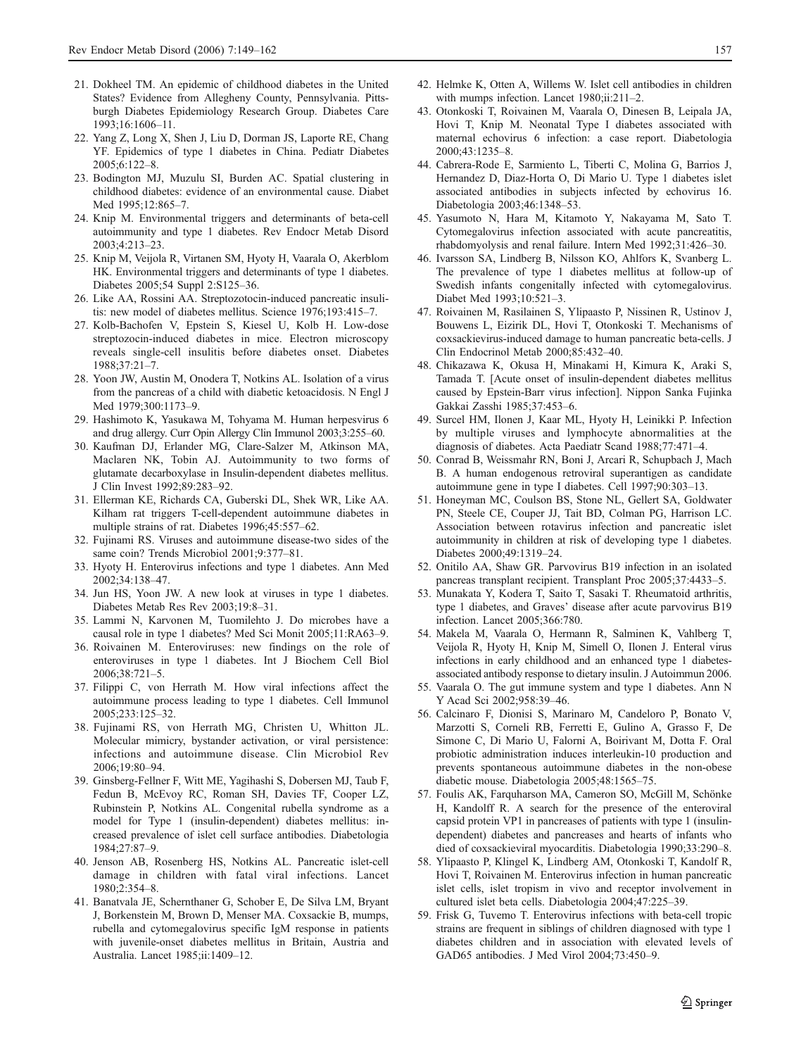21. Dokheel TM. An epidemic of childhood diabetes in the United States? Evidence from Allegheny County, Pennsylvania. Pittsburgh Diabetes Epidemiology Research Group. Diabetes Care 1993;16:1606–11.
22. Yang Z, Long X, Shen J, Liu D, Dorman JS, Laporte RE, Chang YF. Epidemics of type 1 diabetes in China. Pediatr Diabetes 2005;6:122–8.
23. Bodington MJ, Muzulu SI, Burden AC. Spatial clustering in childhood diabetes: evidence of an environmental cause. Diabet Med 1995;12:865–7.
24. Knip M. Environmental triggers and determinants of beta-cell autoimmunity and type 1 diabetes. Rev Endocr Metab Disord 2003;4:213–23.
25. Knip M, Veijola R, Virtanen SM, Hyoty H, Vaarala O, Akerblom HK. Environmental triggers and determinants of type 1 diabetes. Diabetes 2005;54 Suppl 2:S125–36.
26. Like AA, Rossini AA. Streptozotocin-induced pancreatic insulitis: new model of diabetes mellitus. Science 1976;193:415–7.
27. Kolb-Bachofen V, Epstein S, Kiesel U, Kolb H. Low-dose streptozocin-induced diabetes in mice. Electron microscopy reveals single-cell insulitis before diabetes onset. Diabetes 1988;37:21–7.
28. Yoon JW, Austin M, Onodera T, Notkins AL. Isolation of a virus from the pancreas of a child with diabetic ketoacidosis. N Engl J Med 1979;300:1173–9.
29. Hashimoto K, Yasukawa M, Tohyama M. Human herpesvirus 6 and drug allergy. Curr Opin Allergy Clin Immunol 2003;3:255–60.
30. Kaufman DJ, Erlander MG, Clare-Salzer M, Atkinson MA, Maclaren NK, Tobin AJ. Autoimmunity to two forms of glutamate decarboxylase in Insulin-dependent diabetes mellitus. J Clin Invest 1992;89:283–92.
31. Ellerman KE, Richards CA, Guberski DL, Shek WR, Like AA. Kilham rat triggers T-cell-dependent autoimmune diabetes in multiple strains of rat. Diabetes 1996;45:557–62.
32. Fujinami RS. Viruses and autoimmune disease-two sides of the same coin? Trends Microbiol 2001;9:377–81.
33. Hyoty H. Enterovirus infections and type 1 diabetes. Ann Med 2002;34:138–47.
34. Jun HS, Yoon JW. A new look at viruses in type 1 diabetes. Diabetes Metab Res Rev 2003;19:8–31.
35. Lammi N, Karvonen M, Tuomilehto J. Do microbes have a causal role in type 1 diabetes? Med Sci Monit 2005;11:RA63–9.
36. Roivainen M. Enteroviruses: new findings on the role of enteroviruses in type 1 diabetes. Int J Biochem Cell Biol 2006;38:721–5.
37. Filippi C, von Herrath M. How viral infections affect the autoimmune process leading to type 1 diabetes. Cell Immunol 2005;233:125–32.
38. Fujinami RS, von Herrath MG, Christen U, Whitton JL. Molecular mimicry, bystander activation, or viral persistence: infections and autoimmune disease. Clin Microbiol Rev 2006;19:80–94.
39. Ginsberg-Fellner F, Witt ME, Yagihashi S, Dobersen MJ, Taub F, Fedun B, McEvoy RC, Roman SH, Davies TF, Cooper LZ, Rubinstein P, Notkins AL. Congenital rubella syndrome as a model for Type 1 (insulin-dependent) diabetes mellitus: increased prevalence of islet cell surface antibodies. Diabetologia 1984;27:87–9.
40. Jenson AB, Rosenberg HS, Notkins AL. Pancreatic islet-cell damage in children with fatal viral infections. Lancet 1980;2:354–8.
41. Banatvala JE, Schernthaner G, Schober E, De Silva LM, Bryant J, Borkenstein M, Brown D, Menser MA. Coxsackie B, mumps, rubella and cytomegalovirus specific IgM response in patients with juvenile-onset diabetes mellitus in Britain, Austria and Australia. Lancet 1985;ii:1409–12.
42. Helmke K, Otten A, Willems W. Islet cell antibodies in children with mumps infection. Lancet 1980;ii:211–2.
43. Otonkoski T, Roivainen M, Vaarala O, Dinesen B, Leipala JA, Hovi T, Knip M. Neonatal Type I diabetes associated with maternal echovirus 6 infection: a case report. Diabetologia 2000;43:1235–8.
44. Cabrera-Rode E, Sarmiento L, Tiberti C, Molina G, Barrios J, Hernandez D, Diaz-Horta O, Di Mario U. Type 1 diabetes islet associated antibodies in subjects infected by echovirus 16. Diabetologia 2003;46:1348–53.
45. Yasumoto N, Hara M, Kitamoto Y, Nakayama M, Sato T. Cytomegalovirus infection associated with acute pancreatitis, rhabdomyolysis and renal failure. Intern Med 1992;31:426–30.
46. Ivarsson SA, Lindberg B, Nilsson KO, Ahlfors K, Svanberg L. The prevalence of type 1 diabetes mellitus at follow-up of Swedish infants congenitally infected with cytomegalovirus. Diabet Med 1993;10:521–3.
47. Roivainen M, Rasilainen S, Ylipaasto P, Nissinen R, Ustinov J, Bouwens L, Eizirik DL, Hovi T, Otonkoski T. Mechanisms of coxsackievirus-induced damage to human pancreatic beta-cells. J Clin Endocrinol Metab 2000;85:432–40.
48. Chikazawa K, Okusa H, Minakami H, Kimura K, Araki S, Tamada T. [Acute onset of insulin-dependent diabetes mellitus caused by Epstein-Barr virus infection]. Nippon Sanka Fujinka Gakkai Zasshi 1985;37:453–6.
49. Surcel HM, Ilonen J, Kaar ML, Hyoty H, Leinikki P. Infection by multiple viruses and lymphocyte abnormalities at the diagnosis of diabetes. Acta Paediatr Scand 1988;77:471–4.
50. Conrad B, Weissmahr RN, Boni J, Arcari R, Schupbach J, Mach B. A human endogenous retroviral superantigen as candidate autoimmune gene in type I diabetes. Cell 1997;90:303–13.
51. Honeyman MC, Coulson BS, Stone NL, Gellert SA, Goldwater PN, Steele CE, Couper JJ, Tait BD, Colman PG, Harrison LC. Association between rotavirus infection and pancreatic islet autoimmunity in children at risk of developing type 1 diabetes. Diabetes 2000;49:1319–24.
52. Onitilo AA, Shaw GR. Parvovirus B19 infection in an isolated pancreas transplant recipient. Transplant Proc 2005;37:4433–5.
53. Munakata Y, Kodera T, Saito T, Sasaki T. Rheumatoid arthritis, type 1 diabetes, and Graves' disease after acute parvovirus B19 infection. Lancet 2005;366:780.
54. Makela M, Vaarala O, Hermann R, Salminen K, Vahlberg T, Veijola R, Hyoty H, Knip M, Simell O, Ilonen J. Enteral virus infections in early childhood and an enhanced type 1 diabetes-associated antibody response to dietary insulin. J Autoimmun 2006.
55. Vaarala O. The gut immune system and type 1 diabetes. Ann N Y Acad Sci 2002;958:39–46.
56. Calcinaro F, Dionisi S, Marinaro M, Candeloro P, Bonato V, Marzotti S, Corneli RB, Ferretti E, Gulino A, Grasso F, De Simone C, Di Mario U, Falorni A, Boirivant M, Dotta F. Oral probiotic administration induces interleukin-10 production and prevents spontaneous autoimmune diabetes in the non-obese diabetic mouse. Diabetologia 2005;48:1565–75.
57. Foulis AK, Farquharson MA, Cameron SO, McGill M, Schönke H, Kandolff R. A search for the presence of the enteroviral capsid protein VP1 in pancreases of patients with type 1 (insulin-dependent) diabetes and pancreases and hearts of infants who died of coxsackieviral myocarditis. Diabetologia 1990;33:290–8.
58. Ylipaasto P, Klingel K, Lindberg AM, Otonkoski T, Kandolf R, Hovi T, Roivainen M. Enterovirus infection in human pancreatic islet cells, islet tropism in vivo and receptor involvement in cultured islet beta cells. Diabetologia 2004;47:225–39.
59. Frisk G, Tuvemo T. Enterovirus infections with beta-cell tropic strains are frequent in siblings of children diagnosed with type 1 diabetes children and in association with elevated levels of GAD65 antibodies. J Med Virol 2004;73:450–9.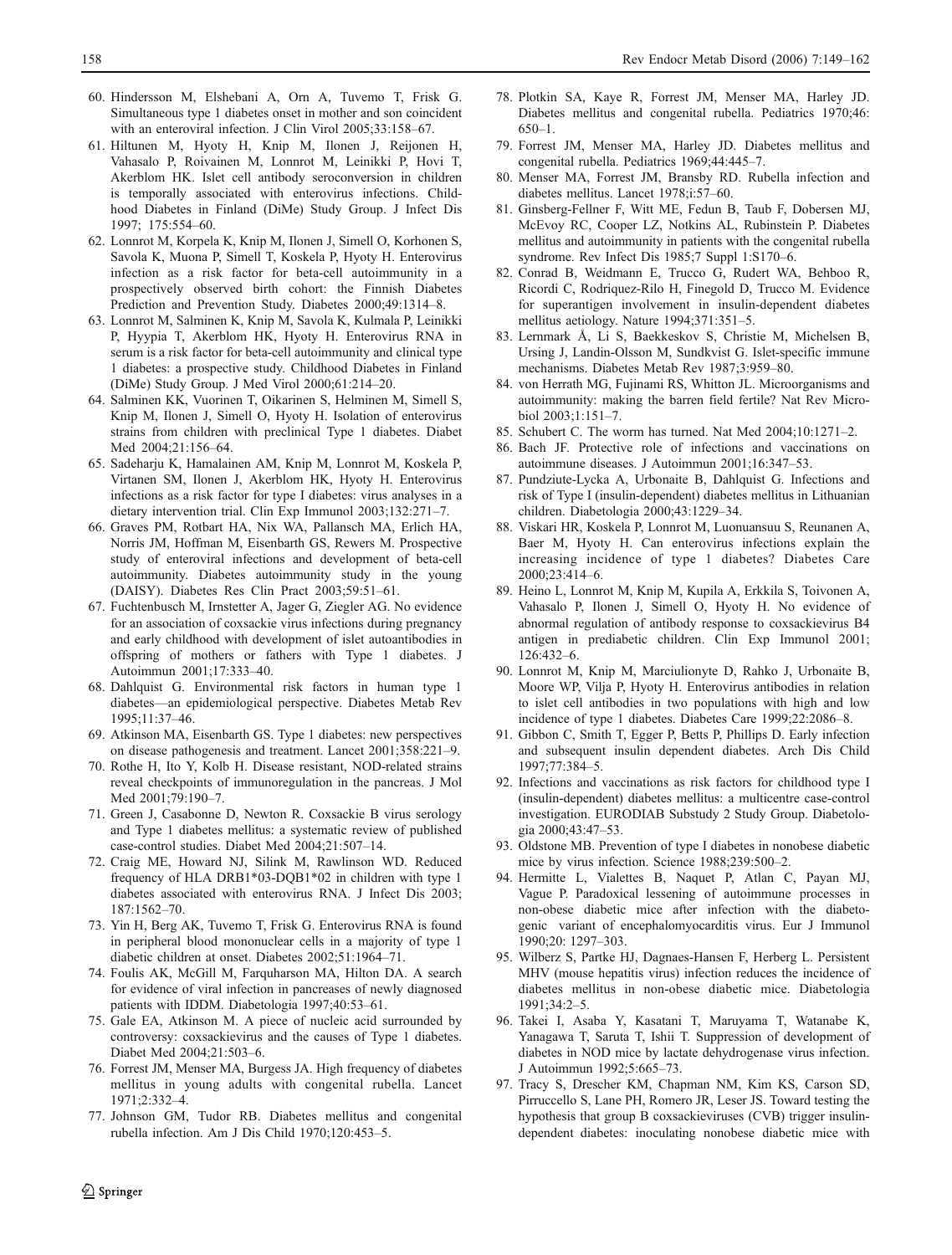60. Hindersson M, Elshebani A, Orn A, Tuvemo T, Frisk G. Simultaneous type 1 diabetes onset in mother and son coincident with an enteroviral infection. J Clin Virol 2005;33:158–67.
61. Hiltunen M, Hyoty H, Knip M, Ilonen J, Reijonen H, Vahasalo P, Roivainen M, Lonnrot M, Leinikki P, Hovi T, Akerblom HK. Islet cell antibody seroconversion in children is temporally associated with enterovirus infections. Childhood Diabetes in Finland (DiMe) Study Group. J Infect Dis 1997; 175:554–60.
62. Lonnrot M, Korpela K, Knip M, Ilonen J, Simell O, Korhonen S, Savola K, Muona P, Simell T, Koskela P, Hyoty H. Enterovirus infection as a risk factor for beta-cell autoimmunity in a prospectively observed birth cohort: the Finnish Diabetes Prediction and Prevention Study. Diabetes 2000;49:1314–8.
63. Lonnrot M, Salminen K, Knip M, Savola K, Kulmala P, Leinikki P, Hyypia T, Akerblom HK, Hyoty H. Enterovirus RNA in serum is a risk factor for beta-cell autoimmunity and clinical type 1 diabetes: a prospective study. Childhood Diabetes in Finland (DiMe) Study Group. J Med Virol 2000;61:214–20.
64. Salminen KK, Vuorinen T, Oikarinen S, Helminen M, Simell S, Knip M, Ilonen J, Simell O, Hyoty H. Isolation of enterovirus strains from children with preclinical Type 1 diabetes. Diabet Med 2004;21:156–64.
65. Sadeharju K, Hamalainen AM, Knip M, Lonnrot M, Koskela P, Virtanen SM, Ilonen J, Akerblom HK, Hyoty H. Enterovirus infections as a risk factor for type I diabetes: virus analyses in a dietary intervention trial. Clin Exp Immunol 2003;132:271–7.
66. Graves PM, Rotbart HA, Nix WA, Pallansch MA, Erlich HA, Norris JM, Hoffman M, Eisenbarth GS, Rewers M. Prospective study of enteroviral infections and development of beta-cell autoimmunity. Diabetes autoimmunity study in the young (DAISY). Diabetes Res Clin Pract 2003;59:51–61.
67. Fuchtenbusch M, Irnstetter A, Jager G, Ziegler AG. No evidence for an association of coxsackie virus infections during pregnancy and early childhood with development of islet autoantibodies in offspring of mothers or fathers with Type 1 diabetes. J Autoimmun 2001;17:333–40.
68. Dahlquist G. Environmental risk factors in human type 1 diabetes—an epidemiological perspective. Diabetes Metab Rev 1995;11:37–46.
69. Atkinson MA, Eisenbarth GS. Type 1 diabetes: new perspectives on disease pathogenesis and treatment. Lancet 2001;358:221–9.
70. Rothe H, Ito Y, Kolb H. Disease resistant, NOD-related strains reveal checkpoints of immunoregulation in the pancreas. J Mol Med 2001;79:190–7.
71. Green J, Casabonne D, Newton R. Coxsackie B virus serology and Type 1 diabetes mellitus: a systematic review of published case-control studies. Diabet Med 2004;21:507–14.
72. Craig ME, Howard NJ, Silink M, Rawlinson WD. Reduced frequency of HLA DRB1*03-DQB1*02 in children with type 1 diabetes associated with enterovirus RNA. J Infect Dis 2003; 187:1562–70.
73. Yin H, Berg AK, Tuvemo T, Frisk G. Enterovirus RNA is found in peripheral blood mononuclear cells in a majority of type 1 diabetic children at onset. Diabetes 2002;51:1964–71.
74. Foulis AK, McGill M, Farquharson MA, Hilton DA. A search for evidence of viral infection in pancreases of newly diagnosed patients with IDDM. Diabetologia 1997;40:53–61.
75. Gale EA, Atkinson M. A piece of nucleic acid surrounded by controversy: coxsackievirus and the causes of Type 1 diabetes. Diabet Med 2004;21:503–6.
76. Forrest JM, Menser MA, Burgess JA. High frequency of diabetes mellitus in young adults with congenital rubella. Lancet 1971;2:332–4.
77. Johnson GM, Tudor RB. Diabetes mellitus and congenital rubella infection. Am J Dis Child 1970;120:453–5.
78. Plotkin SA, Kaye R, Forrest JM, Menser MA, Harley JD. Diabetes mellitus and congenital rubella. Pediatrics 1970;46: 650–1.
79. Forrest JM, Menser MA, Harley JD. Diabetes mellitus and congenital rubella. Pediatrics 1969;44:445–7.
80. Menser MA, Forrest JM, Bransby RD. Rubella infection and diabetes mellitus. Lancet 1978;i:57–60.
81. Ginsberg-Fellner F, Witt ME, Fedun B, Taub F, Dobersen MJ, McEvoy RC, Cooper LZ, Notkins AL, Rubinstein P. Diabetes mellitus and autoimmunity in patients with the congenital rubella syndrome. Rev Infect Dis 1985;7 Suppl 1:S170–6.
82. Conrad B, Weidmann E, Trucco G, Rudert WA, Behboo R, Ricordi C, Rodriquez-Rilo H, Finegold D, Trucco M. Evidence for superantigen involvement in insulin-dependent diabetes mellitus aetiology. Nature 1994;371:351–5.
83. Lernmark Å, Li S, Baekkeskov S, Christie M, Michelsen B, Ursing J, Landin-Olsson M, Sundkvist G. Islet-specific immune mechanisms. Diabetes Metab Rev 1987;3:959–80.
84. von Herrath MG, Fujinami RS, Whitton JL. Microorganisms and autoimmunity: making the barren field fertile? Nat Rev Microbiol 2003;1:151–7.
85. Schubert C. The worm has turned. Nat Med 2004;10:1271–2.
86. Bach JF. Protective role of infections and vaccinations on autoimmune diseases. J Autoimmun 2001;16:347–53.
87. Pundziute-Lycka A, Urbonaite B, Dahlquist G. Infections and risk of Type I (insulin-dependent) diabetes mellitus in Lithuanian children. Diabetologia 2000;43:1229–34.
88. Viskari HR, Koskela P, Lonnrot M, Luonuansuu S, Reunanen A, Baer M, Hyoty H. Can enterovirus infections explain the increasing incidence of type 1 diabetes? Diabetes Care 2000;23:414–6.
89. Heino L, Lonnrot M, Knip M, Kupila A, Erkkila S, Toivonen A, Vahasalo P, Ilonen J, Simell O, Hyoty H. No evidence of abnormal regulation of antibody response to coxsackievirus B4 antigen in prediabetic children. Clin Exp Immunol 2001; 126:432–6.
90. Lonnrot M, Knip M, Marciulionyte D, Rahko J, Urbonaite B, Moore WP, Vilja P, Hyoty H. Enterovirus antibodies in relation to islet cell antibodies in two populations with high and low incidence of type 1 diabetes. Diabetes Care 1999;22:2086–8.
91. Gibbon C, Smith T, Egger P, Betts P, Phillips D. Early infection and subsequent insulin dependent diabetes. Arch Dis Child 1997;77:384–5.
92. Infections and vaccinations as risk factors for childhood type I (insulin-dependent) diabetes mellitus: a multicentre case-control investigation. EURODIAB Substudy 2 Study Group. Diabetologia 2000;43:47–53.
93. Oldstone MB. Prevention of type I diabetes in nonobese diabetic mice by virus infection. Science 1988;239:500–2.
94. Hermitte L, Vialettes B, Naquet P, Atlan C, Payan MJ, Vague P. Paradoxical lessening of autoimmune processes in non-obese diabetic mice after infection with the diabetogenic variant of encephalomyocarditis virus. Eur J Immunol 1990;20: 1297–303.
95. Wilberz S, Partke HJ, Dagnaes-Hansen F, Herberg L. Persistent MHV (mouse hepatitis virus) infection reduces the incidence of diabetes mellitus in non-obese diabetic mice. Diabetologia 1991;34:2–5.
96. Takei I, Asaba Y, Kasatani T, Maruyama T, Watanabe K, Yanagawa T, Saruta T, Ishii T. Suppression of development of diabetes in NOD mice by lactate dehydrogenase virus infection. J Autoimmun 1992;5:665–73.
97. Tracy S, Drescher KM, Chapman NM, Kim KS, Carson SD, Pirruccello S, Lane PH, Romero JR, Leser JS. Toward testing the hypothesis that group B coxsackieviruses (CVB) trigger insulin-dependent diabetes: inoculating nonobese diabetic mice with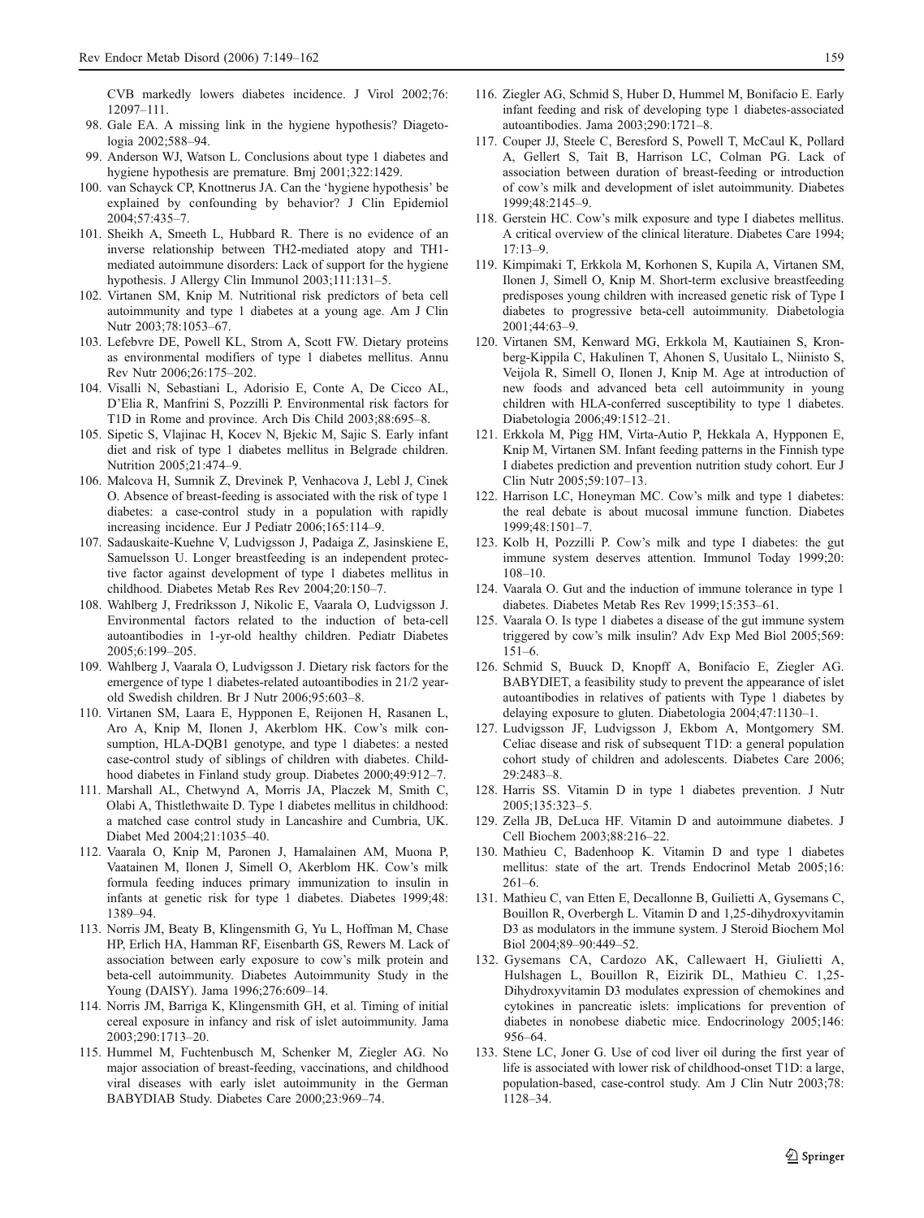CVB markedly lowers diabetes incidence. J Virol 2002;76: 12097–111.

98. Gale EA. A missing link in the hygiene hypothesis? Diagetologia 2002;588–94.
99. Anderson WJ, Watson L. Conclusions about type 1 diabetes and hygiene hypothesis are premature. Bmj 2001;322:1429.
100. van Schayck CP, Knottnerus JA. Can the 'hygiene hypothesis' be explained by confounding by behavior? J Clin Epidemiol 2004;57:435–7.
101. Sheikh A, Smeeth L, Hubbard R. There is no evidence of an inverse relationship between TH2-mediated atopy and TH1-mediated autoimmune disorders: Lack of support for the hygiene hypothesis. J Allergy Clin Immunol 2003;111:131–5.
102. Virtanen SM, Knip M. Nutritional risk predictors of beta cell autoimmunity and type 1 diabetes at a young age. Am J Clin Nutr 2003;78:1053–67.
103. Lefebvre DE, Powell KL, Strom A, Scott FW. Dietary proteins as environmental modifiers of type 1 diabetes mellitus. Annu Rev Nutr 2006;26:175–202.
104. Visalli N, Sebastiani L, Adorisio E, Conte A, De Cicco AL, D'Elia R, Manfrini S, Pozzilli P. Environmental risk factors for T1D in Rome and province. Arch Dis Child 2003;88:695–8.
105. Sipetic S, Vlajinac H, Kocev N, Bjekic M, Sajic S. Early infant diet and risk of type 1 diabetes mellitus in Belgrade children. Nutrition 2005;21:474–9.
106. Malcova H, Sumnik Z, Drevinek P, Venhacova J, Lebl J, Cinek O. Absence of breast-feeding is associated with the risk of type 1 diabetes: a case-control study in a population with rapidly increasing incidence. Eur J Pediatr 2006;165:114–9.
107. Sadauskaite-Kuehne V, Ludvigsson J, Padaiga Z, Jasinskiene E, Samuelsson U. Longer breastfeeding is an independent protective factor against development of type 1 diabetes mellitus in childhood. Diabetes Metab Res Rev 2004;20:150–7.
108. Wahlberg J, Fredriksson J, Nikolic E, Vaarala O, Ludvigsson J. Environmental factors related to the induction of beta-cell autoantibodies in 1-yr-old healthy children. Pediatr Diabetes 2005;6:199–205.
109. Wahlberg J, Vaarala O, Ludvigsson J. Dietary risk factors for the emergence of type 1 diabetes-related autoantibodies in 21/2 year-old Swedish children. Br J Nutr 2006;95:603–8.
110. Virtanen SM, Laara E, Hypponen E, Reijonen H, Rasanen L, Aro A, Knip M, Ilonen J, Akerblom HK. Cow's milk consumption, HLA-DQB1 genotype, and type 1 diabetes: a nested case-control study of siblings of children with diabetes. Childhood diabetes in Finland study group. Diabetes 2000;49:912–7.
111. Marshall AL, Chetwynd A, Morris JA, Placzek M, Smith C, Olabi A, Thistlethwaite D. Type 1 diabetes mellitus in childhood: a matched case control study in Lancashire and Cumbria, UK. Diabet Med 2004;21:1035–40.
112. Vaarala O, Knip M, Paronen J, Hamalainen AM, Muona P, Vaatainen M, Ilonen J, Simell O, Akerblom HK. Cow's milk formula feeding induces primary immunization to insulin in infants at genetic risk for type 1 diabetes. Diabetes 1999;48: 1389–94.
113. Norris JM, Beaty B, Klingensmith G, Yu L, Hoffman M, Chase HP, Erlich HA, Hamman RF, Eisenbarth GS, Rewers M. Lack of association between early exposure to cow's milk protein and beta-cell autoimmunity. Diabetes Autoimmunity Study in the Young (DAISY). Jama 1996;276:609–14.
114. Norris JM, Barriga K, Klingensmith GH, et al. Timing of initial cereal exposure in infancy and risk of islet autoimmunity. Jama 2003;290:1713–20.
115. Hummel M, Fuchtenbusch M, Schenker M, Ziegler AG. No major association of breast-feeding, vaccinations, and childhood viral diseases with early islet autoimmunity in the German BABYDIAB Study. Diabetes Care 2000;23:969–74.
116. Ziegler AG, Schmid S, Huber D, Hummel M, Bonifacio E. Early infant feeding and risk of developing type 1 diabetes-associated autoantibodies. Jama 2003;290:1721–8.
117. Couper JJ, Steele C, Beresford S, Powell T, McCaul K, Pollard A, Gellert S, Tait B, Harrison LC, Colman PG. Lack of association between duration of breast-feeding or introduction of cow's milk and development of islet autoimmunity. Diabetes 1999;48:2145–9.
118. Gerstein HC. Cow's milk exposure and type I diabetes mellitus. A critical overview of the clinical literature. Diabetes Care 1994; 17:13–9.
119. Kimpimaki T, Erkkola M, Korhonen S, Kupila A, Virtanen SM, Ilonen J, Simell O, Knip M. Short-term exclusive breastfeeding predisposes young children with increased genetic risk of Type I diabetes to progressive beta-cell autoimmunity. Diabetologia 2001;44:63–9.
120. Virtanen SM, Kenward MG, Erkkola M, Kautiainen S, Kronberg-Kippila C, Hakulinen T, Ahonen S, Uusitalo L, Niinisto S, Veijola R, Simell O, Ilonen J, Knip M. Age at introduction of new foods and advanced beta cell autoimmunity in young children with HLA-conferred susceptibility to type 1 diabetes. Diabetologia 2006;49:1512–21.
121. Erkkola M, Pigg HM, Virta-Autio P, Hekkala A, Hypponen E, Knip M, Virtanen SM. Infant feeding patterns in the Finnish type I diabetes prediction and prevention nutrition study cohort. Eur J Clin Nutr 2005;59:107–13.
122. Harrison LC, Honeyman MC. Cow's milk and type 1 diabetes: the real debate is about mucosal immune function. Diabetes 1999;48:1501–7.
123. Kolb H, Pozzilli P. Cow's milk and type I diabetes: the gut immune system deserves attention. Immunol Today 1999;20: 108–10.
124. Vaarala O. Gut and the induction of immune tolerance in type 1 diabetes. Diabetes Metab Res Rev 1999;15:353–61.
125. Vaarala O. Is type 1 diabetes a disease of the gut immune system triggered by cow's milk insulin? Adv Exp Med Biol 2005;569: 151–6.
126. Schmid S, Buuck D, Knopff A, Bonifacio E, Ziegler AG. BABYDIET, a feasibility study to prevent the appearance of islet autoantibodies in relatives of patients with Type 1 diabetes by delaying exposure to gluten. Diabetologia 2004;47:1130–1.
127. Ludvigsson JF, Ludvigsson J, Ekbom A, Montgomery SM. Celiac disease and risk of subsequent T1D: a general population cohort study of children and adolescents. Diabetes Care 2006; 29:2483–8.
128. Harris SS. Vitamin D in type 1 diabetes prevention. J Nutr 2005;135:323–5.
129. Zella JB, DeLuca HF. Vitamin D and autoimmune diabetes. J Cell Biochem 2003;88:216–22.
130. Mathieu C, Badenhoop K. Vitamin D and type 1 diabetes mellitus: state of the art. Trends Endocrinol Metab 2005;16: 261–6.
131. Mathieu C, van Etten E, Decallonne B, Guilietti A, Gysemans C, Bouillon R, Overbergh L. Vitamin D and 1,25-dihydroxyvitamin D3 as modulators in the immune system. J Steroid Biochem Mol Biol 2004;89–90:449–52.
132. Gysemans CA, Cardozo AK, Callewaert H, Giulietti A, Hulshagen L, Bouillon R, Eizirik DL, Mathieu C. 1,25-Dihydroxyvitamin D3 modulates expression of chemokines and cytokines in pancreatic islets: implications for prevention of diabetes in nonobese diabetic mice. Endocrinology 2005;146: 956–64.
133. Stene LC, Joner G. Use of cod liver oil during the first year of life is associated with lower risk of childhood-onset T1D: a large, population-based, case-control study. Am J Clin Nutr 2003;78: 1128–34.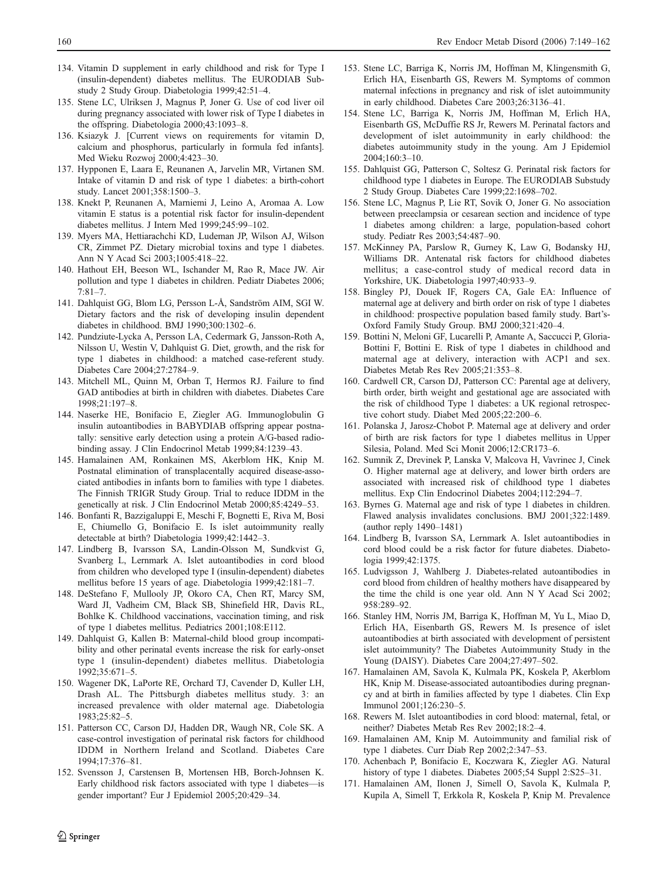134. Vitamin D supplement in early childhood and risk for Type I (insulin-dependent) diabetes mellitus. The EURODIAB Substudy 2 Study Group. Diabetologia 1999;42:51–4.
135. Stene LC, Ulriksen J, Magnus P, Joner G. Use of cod liver oil during pregnancy associated with lower risk of Type I diabetes in the offspring. Diabetologia 2000;43:1093–8.
136. Ksiazyk J. [Current views on requirements for vitamin D, calcium and phosphorus, particularly in formula fed infants]. Med Wieku Rozwoj 2000;4:423–30.
137. Hypponen E, Laara E, Reunanen A, Jarvelin MR, Virtanen SM. Intake of vitamin D and risk of type 1 diabetes: a birth-cohort study. Lancet 2001;358:1500–3.
138. Knekt P, Reunanen A, Marniemi J, Leino A, Aromaa A. Low vitamin E status is a potential risk factor for insulin-dependent diabetes mellitus. J Intern Med 1999;245:99–102.
139. Myers MA, Hettiarachchi KD, Ludeman JP, Wilson AJ, Wilson CR, Zimmet PZ. Dietary microbial toxins and type 1 diabetes. Ann N Y Acad Sci 2003;1005:418–22.
140. Hathout EH, Beeson WL, Ischander M, Rao R, Mace JW. Air pollution and type 1 diabetes in children. Pediatr Diabetes 2006; 7:81–7.
141. Dahlquist GG, Blom LG, Persson L-Å, Sandström AIM, SGI W. Dietary factors and the risk of developing insulin dependent diabetes in childhood. BMJ 1990;300:1302–6.
142. Pundziute-Lycka A, Persson LA, Cedermark G, Jansson-Roth A, Nilsson U, Westin V, Dahlquist G. Diet, growth, and the risk for type 1 diabetes in childhood: a matched case-referent study. Diabetes Care 2004;27:2784–9.
143. Mitchell ML, Quinn M, Orban T, Hermos RJ. Failure to find GAD antibodies at birth in children with diabetes. Diabetes Care 1998;21:197–8.
144. Naserke HE, Bonifacio E, Ziegler AG. Immunoglobulin G insulin autoantibodies in BABYDIAB offspring appear postnatally: sensitive early detection using a protein A/G-based radiobinding assay. J Clin Endocrinol Metab 1999;84:1239–43.
145. Hamalainen AM, Ronkainen MS, Akerblom HK, Knip M. Postnatal elimination of transplacentally acquired disease-associated antibodies in infants born to families with type 1 diabetes. The Finnish TRIGR Study Group. Trial to reduce IDDM in the genetically at risk. J Clin Endocrinol Metab 2000;85:4249–53.
146. Bonfanti R, Bazzigaluppi E, Meschi F, Bognetti E, Riva M, Bosi E, Chiumello G, Bonifacio E. Is islet autoimmunity really detectable at birth? Diabetologia 1999;42:1442–3.
147. Lindberg B, Ivarsson SA, Landin-Olsson M, Sundkvist G, Svanberg L, Lernmark A. Islet autoantibodies in cord blood from children who developed type I (insulin-dependent) diabetes mellitus before 15 years of age. Diabetologia 1999;42:181–7.
148. DeStefano F, Mullooly JP, Okoro CA, Chen RT, Marcy SM, Ward JI, Vadheim CM, Black SB, Shinefield HR, Davis RL, Bohlke K. Childhood vaccinations, vaccination timing, and risk of type 1 diabetes mellitus. Pediatrics 2001;108:E112.
149. Dahlquist G, Kallen B: Maternal-child blood group incompatibility and other perinatal events increase the risk for early-onset type 1 (insulin-dependent) diabetes mellitus. Diabetologia 1992;35:671–5.
150. Wagener DK, LaPorte RE, Orchard TJ, Cavender D, Kuller LH, Drash AL. The Pittsburgh diabetes mellitus study. 3: an increased prevalence with older maternal age. Diabetologia 1983;25:82–5.
151. Patterson CC, Carson DJ, Hadden DR, Waugh NR, Cole SK. A case-control investigation of perinatal risk factors for childhood IDDM in Northern Ireland and Scotland. Diabetes Care 1994;17:376–81.
152. Svensson J, Carstensen B, Mortensen HB, Borch-Johnsen K. Early childhood risk factors associated with type 1 diabetes—is gender important? Eur J Epidemiol 2005;20:429–34.
153. Stene LC, Barriga K, Norris JM, Hoffman M, Klingensmith G, Erlich HA, Eisenbarth GS, Rewers M. Symptoms of common maternal infections in pregnancy and risk of islet autoimmunity in early childhood. Diabetes Care 2003;26:3136–41.
154. Stene LC, Barriga K, Norris JM, Hoffman M, Erlich HA, Eisenbarth GS, McDuffie RS Jr, Rewers M. Perinatal factors and development of islet autoimmunity in early childhood: the diabetes autoimmunity study in the young. Am J Epidemiol 2004;160:3–10.
155. Dahlquist GG, Patterson C, Soltesz G. Perinatal risk factors for childhood type 1 diabetes in Europe. The EURODIAB Substudy 2 Study Group. Diabetes Care 1999;22:1698–702.
156. Stene LC, Magnus P, Lie RT, Sovik O, Joner G. No association between preeclampsia or cesarean section and incidence of type 1 diabetes among children: a large, population-based cohort study. Pediatr Res 2003;54:487–90.
157. McKinney PA, Parslow R, Gurney K, Law G, Bodansky HJ, Williams DR. Antenatal risk factors for childhood diabetes mellitus; a case-control study of medical record data in Yorkshire, UK. Diabetologia 1997;40:933–9.
158. Bingley PJ, Douek IF, Rogers CA, Gale EA: Influence of maternal age at delivery and birth order on risk of type 1 diabetes in childhood: prospective population based family study. Bart's-Oxford Family Study Group. BMJ 2000;321:420–4.
159. Bottini N, Meloni GF, Lucarelli P, Amante A, Saccucci P, Gloria-Bottini F, Bottini E. Risk of type 1 diabetes in childhood and maternal age at delivery, interaction with ACP1 and sex. Diabetes Metab Res Rev 2005;21:353–8.
160. Cardwell CR, Carson DJ, Patterson CC: Parental age at delivery, birth order, birth weight and gestational age are associated with the risk of childhood Type 1 diabetes: a UK regional retrospective cohort study. Diabet Med 2005;22:200–6.
161. Polanska J, Jarosz-Chobot P. Maternal age at delivery and order of birth are risk factors for type 1 diabetes mellitus in Upper Silesia, Poland. Med Sci Monit 2006;12:CR173–6.
162. Sumnik Z, Drevinek P, Lanska V, Malcova H, Vavrinec J, Cinek O. Higher maternal age at delivery, and lower birth orders are associated with increased risk of childhood type 1 diabetes mellitus. Exp Clin Endocrinol Diabetes 2004;112:294–7.
163. Byrnes G. Maternal age and risk of type 1 diabetes in children. Flawed analysis invalidates conclusions. BMJ 2001;322:1489. (author reply 1490–1481)
164. Lindberg B, Ivarsson SA, Lernmark A. Islet autoantibodies in cord blood could be a risk factor for future diabetes. Diabetologia 1999;42:1375.
165. Ludvigsson J, Wahlberg J. Diabetes-related autoantibodies in cord blood from children of healthy mothers have disappeared by the time the child is one year old. Ann N Y Acad Sci 2002; 958:289–92.
166. Stanley HM, Norris JM, Barriga K, Hoffman M, Yu L, Miao D, Erlich HA, Eisenbarth GS, Rewers M. Is presence of islet autoantibodies at birth associated with development of persistent islet autoimmunity? The Diabetes Autoimmunity Study in the Young (DAISY). Diabetes Care 2004;27:497–502.
167. Hamalainen AM, Savola K, Kulmala PK, Koskela P, Akerblom HK, Knip M. Disease-associated autoantibodies during pregnancy and at birth in families affected by type 1 diabetes. Clin Exp Immunol 2001;126:230–5.
168. Rewers M. Islet autoantibodies in cord blood: maternal, fetal, or neither? Diabetes Metab Res Rev 2002;18:2–4.
169. Hamalainen AM, Knip M. Autoimmunity and familial risk of type 1 diabetes. Curr Diab Rep 2002;2:347–53.
170. Achenbach P, Bonifacio E, Koczwara K, Ziegler AG. Natural history of type 1 diabetes. Diabetes 2005;54 Suppl 2:S25–31.
171. Hamalainen AM, Ilonen J, Simell O, Savola K, Kulmala P, Kupila A, Simell T, Erkkola R, Koskela P, Knip M. Prevalence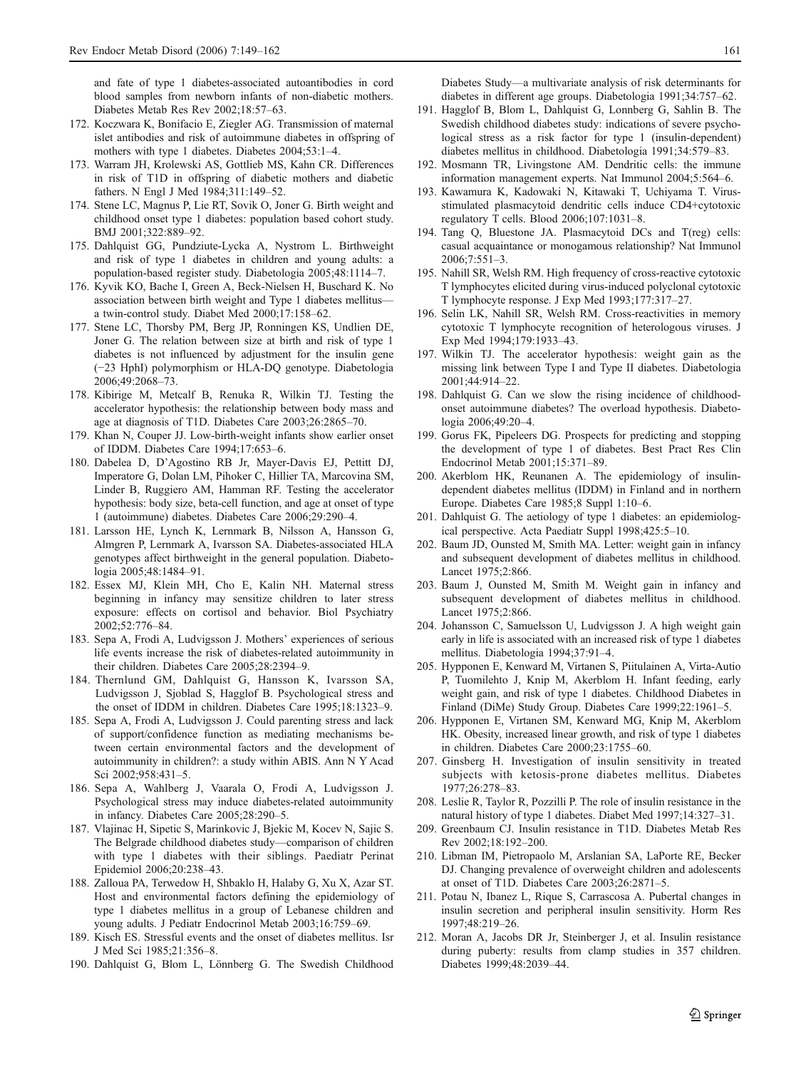and fate of type 1 diabetes-associated autoantibodies in cord blood samples from newborn infants of non-diabetic mothers. Diabetes Metab Res Rev 2002;18:57–63.

172. Koczwara K, Bonifacio E, Ziegler AG. Transmission of maternal islet antibodies and risk of autoimmune diabetes in offspring of mothers with type 1 diabetes. Diabetes 2004;53:1–4.
173. Warram JH, Krolewski AS, Gottlieb MS, Kahn CR. Differences in risk of T1D in offspring of diabetic mothers and diabetic fathers. N Engl J Med 1984;311:149–52.
174. Stene LC, Magnus P, Lie RT, Sovik O, Joner G. Birth weight and childhood onset type 1 diabetes: population based cohort study. BMJ 2001;322:889–92.
175. Dahlquist GG, Pundziute-Lycka A, Nystrom L. Birthweight and risk of type 1 diabetes in children and young adults: a population-based register study. Diabetologia 2005;48:1114–7.
176. Kyvik KO, Bache I, Green A, Beck-Nielsen H, Buschard K. No association between birth weight and Type 1 diabetes mellitus—a twin-control study. Diabet Med 2000;17:158–62.
177. Stene LC, Thorsby PM, Berg JP, Ronningen KS, Undlien DE, Joner G. The relation between size at birth and risk of type 1 diabetes is not influenced by adjustment for the insulin gene (−23 HphI) polymorphism or HLA-DQ genotype. Diabetologia 2006;49:2068–73.
178. Kibirige M, Metcalf B, Renuka R, Wilkin TJ. Testing the accelerator hypothesis: the relationship between body mass and age at diagnosis of T1D. Diabetes Care 2003;26:2865–70.
179. Khan N, Couper JJ. Low-birth-weight infants show earlier onset of IDDM. Diabetes Care 1994;17:653–6.
180. Dabelea D, D'Agostino RB Jr, Mayer-Davis EJ, Pettitt DJ, Imperatore G, Dolan LM, Pihoker C, Hillier TA, Marcovina SM, Linder B, Ruggiero AM, Hamman RF. Testing the accelerator hypothesis: body size, beta-cell function, and age at onset of type 1 (autoimmune) diabetes. Diabetes Care 2006;29:290–4.
181. Larsson HE, Lynch K, Lernmark B, Nilsson A, Hansson G, Almgren P, Lernmark A, Ivarsson SA. Diabetes-associated HLA genotypes affect birthweight in the general population. Diabetologia 2005;48:1484–91.
182. Essex MJ, Klein MH, Cho E, Kalin NH. Maternal stress beginning in infancy may sensitize children to later stress exposure: effects on cortisol and behavior. Biol Psychiatry 2002;52:776–84.
183. Sepa A, Frodi A, Ludvigsson J. Mothers' experiences of serious life events increase the risk of diabetes-related autoimmunity in their children. Diabetes Care 2005;28:2394–9.
184. Thernlund GM, Dahlquist G, Hansson K, Ivarsson SA, Ludvigsson J, Sjoblad S, Hagglof B. Psychological stress and the onset of IDDM in children. Diabetes Care 1995;18:1323–9.
185. Sepa A, Frodi A, Ludvigsson J. Could parenting stress and lack of support/confidence function as mediating mechanisms between certain environmental factors and the development of autoimmunity in children?: a study within ABIS. Ann N Y Acad Sci 2002;958:431–5.
186. Sepa A, Wahlberg J, Vaarala O, Frodi A, Ludvigsson J. Psychological stress may induce diabetes-related autoimmunity in infancy. Diabetes Care 2005;28:290–5.
187. Vlajinac H, Sipetic S, Marinkovic J, Bjekic M, Kocev N, Sajic S. The Belgrade childhood diabetes study—comparison of children with type 1 diabetes with their siblings. Paediatr Perinat Epidemiol 2006;20:238–43.
188. Zalloua PA, Terwedow H, Shbaklo H, Halaby G, Xu X, Azar ST. Host and environmental factors defining the epidemiology of type 1 diabetes mellitus in a group of Lebanese children and young adults. J Pediatr Endocrinol Metab 2003;16:759–69.
189. Kisch ES. Stressful events and the onset of diabetes mellitus. Isr J Med Sci 1985;21:356–8.
190. Dahlquist G, Blom L, Lönnberg G. The Swedish Childhood Diabetes Study—a multivariate analysis of risk determinants for diabetes in different age groups. Diabetologia 1991;34:757–62.
191. Hagglof B, Blom L, Dahlquist G, Lonnberg G, Sahlin B. The Swedish childhood diabetes study: indications of severe psychological stress as a risk factor for type 1 (insulin-dependent) diabetes mellitus in childhood. Diabetologia 1991;34:579–83.
192. Mosmann TR, Livingstone AM. Dendritic cells: the immune information management experts. Nat Immunol 2004;5:564–6.
193. Kawamura K, Kadowaki N, Kitawaki T, Uchiyama T. Virus-stimulated plasmacytoid dendritic cells induce CD4+cytotoxic regulatory T cells. Blood 2006;107:1031–8.
194. Tang Q, Bluestone JA. Plasmacytoid DCs and T(reg) cells: casual acquaintance or monogamous relationship? Nat Immunol 2006;7:551–3.
195. Nahill SR, Welsh RM. High frequency of cross-reactive cytotoxic T lymphocytes elicited during virus-induced polyclonal cytotoxic T lymphocyte response. J Exp Med 1993;177:317–27.
196. Selin LK, Nahill SR, Welsh RM. Cross-reactivities in memory cytotoxic T lymphocyte recognition of heterologous viruses. J Exp Med 1994;179:1933–43.
197. Wilkin TJ. The accelerator hypothesis: weight gain as the missing link between Type I and Type II diabetes. Diabetologia 2001;44:914–22.
198. Dahlquist G. Can we slow the rising incidence of childhood-onset autoimmune diabetes? The overload hypothesis. Diabetologia 2006;49:20–4.
199. Gorus FK, Pipeleers DG. Prospects for predicting and stopping the development of type 1 of diabetes. Best Pract Res Clin Endocrinol Metab 2001;15:371–89.
200. Akerblom HK, Reunanen A. The epidemiology of insulin-dependent diabetes mellitus (IDDM) in Finland and in northern Europe. Diabetes Care 1985;8 Suppl 1:10–6.
201. Dahlquist G. The aetiology of type 1 diabetes: an epidemiological perspective. Acta Paediatr Suppl 1998;425:5–10.
202. Baum JD, Ounsted M, Smith MA. Letter: weight gain in infancy and subsequent development of diabetes mellitus in childhood. Lancet 1975;2:866.
203. Baum J, Ounsted M, Smith M. Weight gain in infancy and subsequent development of diabetes mellitus in childhood. Lancet 1975;2:866.
204. Johansson C, Samuelsson U, Ludvigsson J. A high weight gain early in life is associated with an increased risk of type 1 diabetes mellitus. Diabetologia 1994;37:91–4.
205. Hypponen E, Kenward M, Virtanen S, Piitulainen A, Virta-Autio P, Tuomilehto J, Knip M, Akerblom H. Infant feeding, early weight gain, and risk of type 1 diabetes. Childhood Diabetes in Finland (DiMe) Study Group. Diabetes Care 1999;22:1961–5.
206. Hypponen E, Virtanen SM, Kenward MG, Knip M, Akerblom HK. Obesity, increased linear growth, and risk of type 1 diabetes in children. Diabetes Care 2000;23:1755–60.
207. Ginsberg H. Investigation of insulin sensitivity in treated subjects with ketosis-prone diabetes mellitus. Diabetes 1977;26:278–83.
208. Leslie R, Taylor R, Pozzilli P. The role of insulin resistance in the natural history of type 1 diabetes. Diabet Med 1997;14:327–31.
209. Greenbaum CJ. Insulin resistance in T1D. Diabetes Metab Res Rev 2002;18:192–200.
210. Libman IM, Pietropaolo M, Arslanian SA, LaPorte RE, Becker DJ. Changing prevalence of overweight children and adolescents at onset of T1D. Diabetes Care 2003;26:2871–5.
211. Potau N, Ibanez L, Rique S, Carrascosa A. Pubertal changes in insulin secretion and peripheral insulin sensitivity. Horm Res 1997;48:219–26.
212. Moran A, Jacobs DR Jr, Steinberger J, et al. Insulin resistance during puberty: results from clamp studies in 357 children. Diabetes 1999;48:2039–44.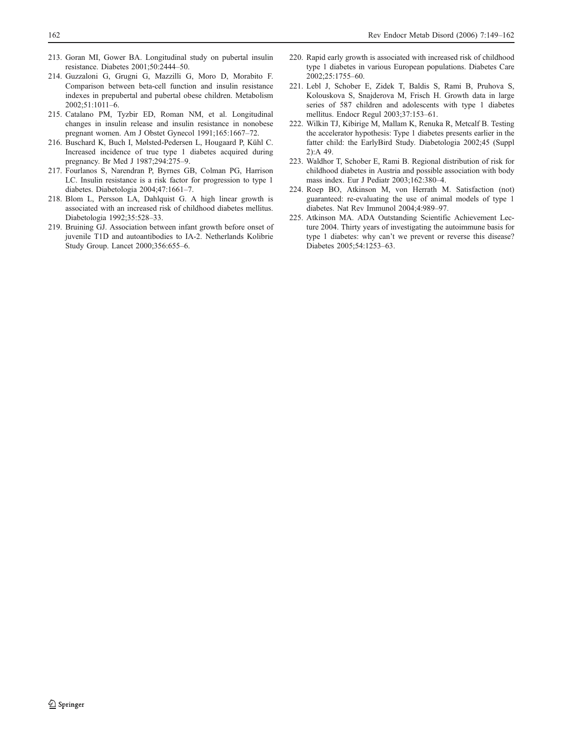213. Goran MI, Gower BA. Longitudinal study on pubertal insulin resistance. Diabetes 2001;50:2444–50.
214. Guzzaloni G, Grugni G, Mazzilli G, Moro D, Morabito F. Comparison between beta-cell function and insulin resistance indexes in prepubertal and pubertal obese children. Metabolism 2002;51:1011–6.
215. Catalano PM, Tyzbir ED, Roman NM, et al. Longitudinal changes in insulin release and insulin resistance in nonobese pregnant women. Am J Obstet Gynecol 1991;165:1667–72.
216. Buschard K, Buch I, Mølsted-Pedersen L, Hougaard P, Kühl C. Increased incidence of true type 1 diabetes acquired during pregnancy. Br Med J 1987;294:275–9.
217. Fourlanos S, Narendran P, Byrnes GB, Colman PG, Harrison LC. Insulin resistance is a risk factor for progression to type 1 diabetes. Diabetologia 2004;47:1661–7.
218. Blom L, Persson LA, Dahlquist G. A high linear growth is associated with an increased risk of childhood diabetes mellitus. Diabetologia 1992;35:528–33.
219. Bruining GJ. Association between infant growth before onset of juvenile T1D and autoantibodies to IA-2. Netherlands Kolibrie Study Group. Lancet 2000;356:655–6.
220. Rapid early growth is associated with increased risk of childhood type 1 diabetes in various European populations. Diabetes Care 2002;25:1755–60.
221. Lebl J, Schober E, Zidek T, Baldis S, Rami B, Pruhova S, Kolouskova S, Snajderova M, Frisch H. Growth data in large series of 587 children and adolescents with type 1 diabetes mellitus. Endocr Regul 2003;37:153–61.
222. Wilkin TJ, Kibirige M, Mallam K, Renuka R, Metcalf B. Testing the accelerator hypothesis: Type 1 diabetes presents earlier in the fatter child: the EarlyBird Study. Diabetologia 2002;45 (Suppl 2):A 49.
223. Waldhor T, Schober E, Rami B. Regional distribution of risk for childhood diabetes in Austria and possible association with body mass index. Eur J Pediatr 2003;162:380–4.
224. Roep BO, Atkinson M, von Herrath M. Satisfaction (not) guaranteed: re-evaluating the use of animal models of type 1 diabetes. Nat Rev Immunol 2004;4:989–97.
225. Atkinson MA. ADA Outstanding Scientific Achievement Lecture 2004. Thirty years of investigating the autoimmune basis for type 1 diabetes: why can't we prevent or reverse this disease? Diabetes 2005;54:1253–63.